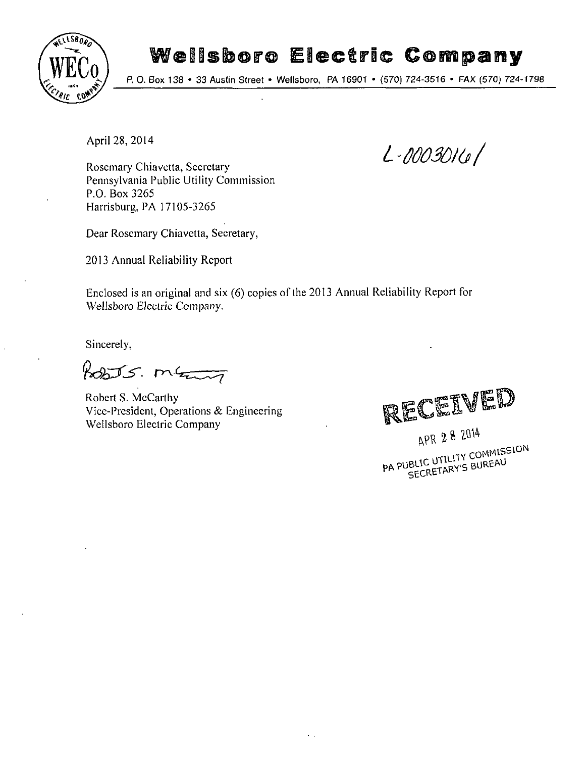# Wellsboro Electric Company

P. O. Box 138 • 33 Austin Street • Wellsboro, PA 16901 • (570) 724-3516 • FAX (570) 724-1798

April 28, 2014

L-00030161

Rosemary Chiavetta, Secretary
Pennsylvania Public Utility Commission
P.O. Box 3265
Harrisburg, PA 17105-3265

Dear Rosemary Chiavetta, Secretary,

2013 Annual Reliability Report

Enclosed is an original and six (6) copies of the 2013 Annual Reliability Report for Wellsboro Electric Company.

Sincerely,

Robert S. McCarthy
Vice-President, Operations & Engineering
Wellsboro Electric Company

RECEIVED
APR 28 2014
PA PUBLIC UTILITY COMMISSION
SECRETARY'S BUREAU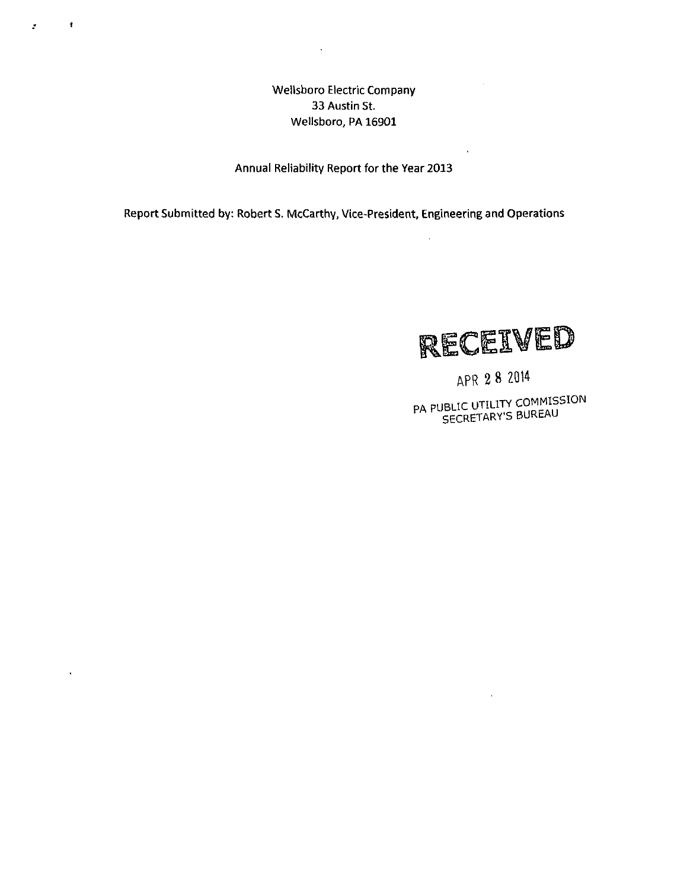Wellsboro Electric Company
33 Austin St.
Wellsboro, PA 16901

Annual Reliability Report for the Year 2013

Report Submitted by: Robert S. McCarthy, Vice-President, Engineering and Operations

RECEIVED

APR 28 2014

PA PUBLIC UTILITY COMMISSION
SECRETARY'S BUREAU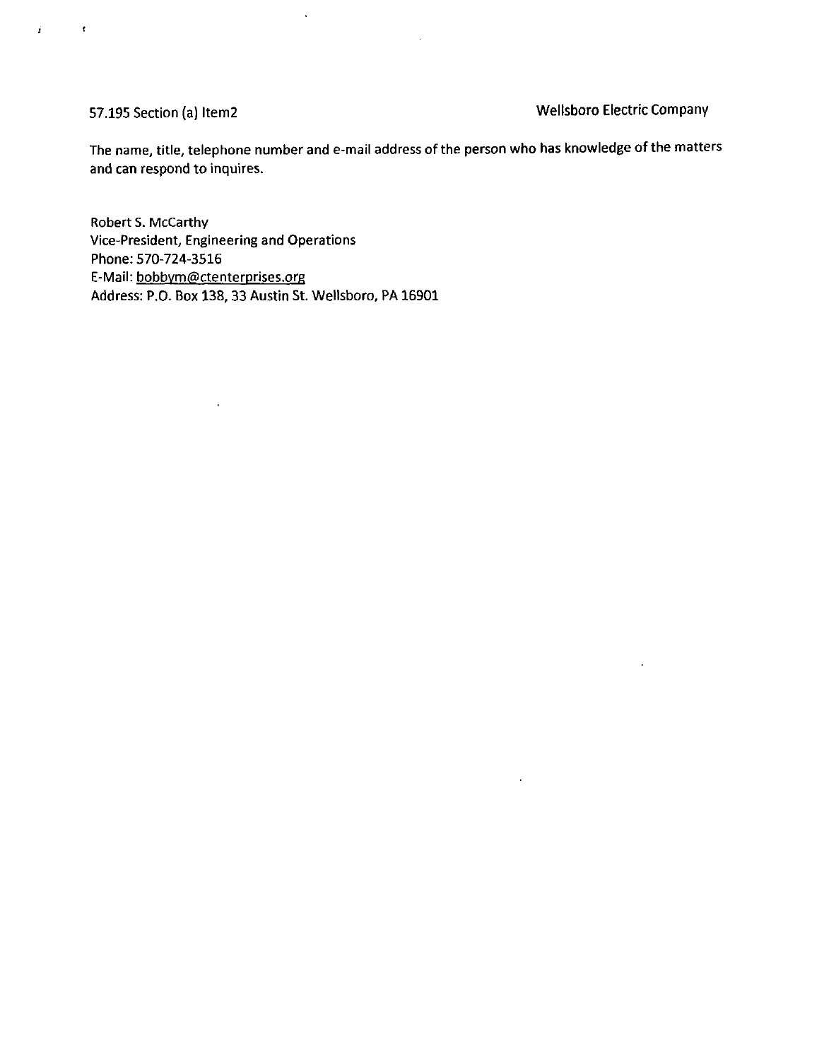57.195 Section (a) Item2 Wellsboro Electric Company

The name, title, telephone number and e-mail address of the person who has knowledge of the matters and can respond to inquires.

Robert S. McCarthy
Vice-President, Engineering and Operations
Phone: 570-724-3516
E-Mail: bobbym@ctenterprises.org
Address: P.O. Box 138, 33 Austin St. Wellsboro, PA 16901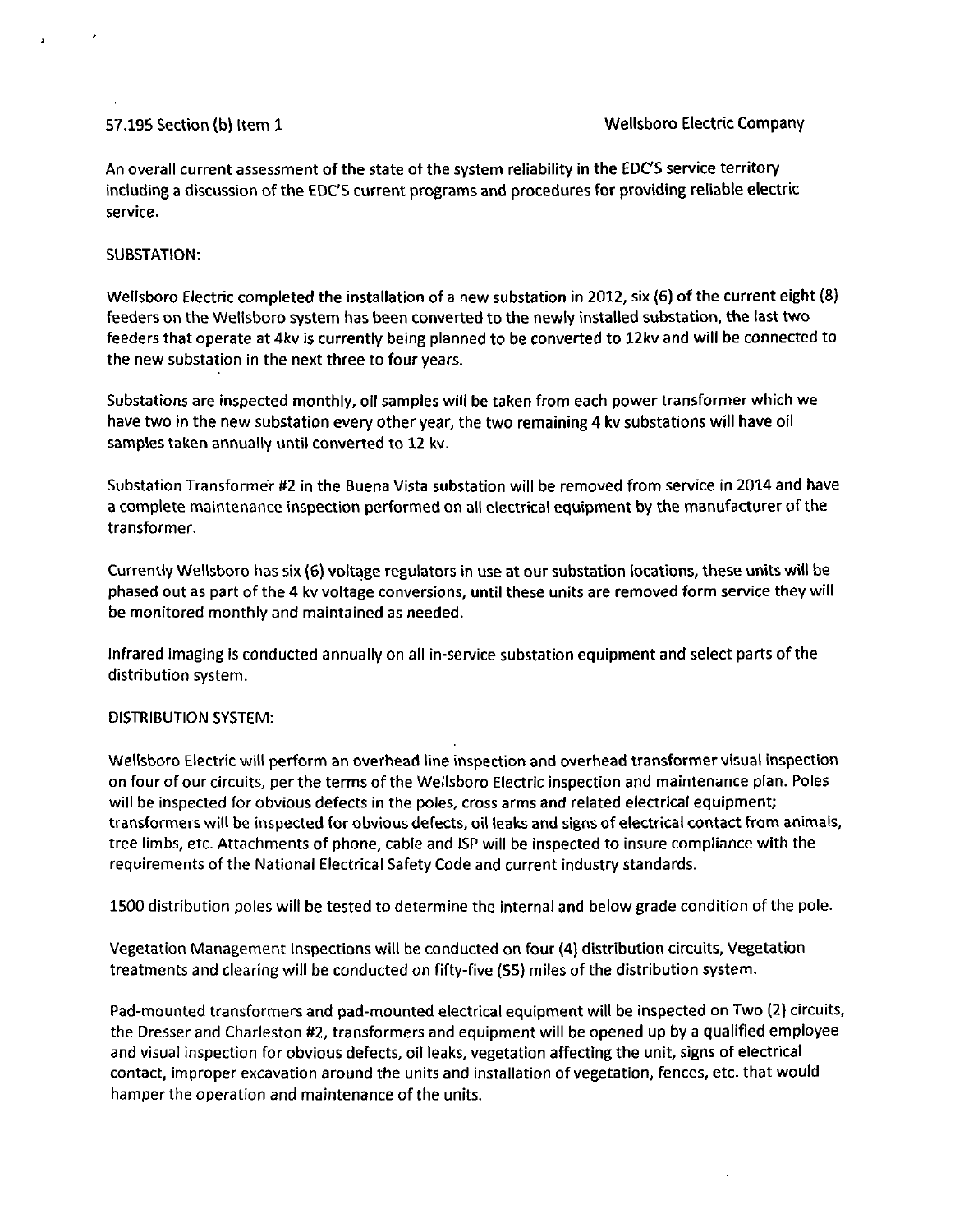57.195 Section (b) Item 1 Wellsboro Electric Company

An overall current assessment of the state of the system reliability in the EDC'S service territory including a discussion of the EDC'S current programs and procedures for providing reliable electric service.

SUBSTATION:

Wellsboro Electric completed the installation of a new substation in 2012, six (6) of the current eight (8) feeders on the Wellsboro system has been converted to the newly installed substation, the last two feeders that operate at 4kv is currently being planned to be converted to 12kv and will be connected to the new substation in the next three to four years.

Substations are inspected monthly, oil samples will be taken from each power transformer which we have two in the new substation every other year, the two remaining 4 kv substations will have oil samples taken annually until converted to 12 kv.

Substation Transformer #2 in the Buena Vista substation will be removed from service in 2014 and have a complete maintenance inspection performed on all electrical equipment by the manufacturer of the transformer.

Currently Wellsboro has six (6) voltage regulators in use at our substation locations, these units will be phased out as part of the 4 kv voltage conversions, until these units are removed form service they will be monitored monthly and maintained as needed.

Infrared imaging is conducted annually on all in-service substation equipment and select parts of the distribution system.

DISTRIBUTION SYSTEM:

Wellsboro Electric will perform an overhead line inspection and overhead transformer visual inspection on four of our circuits, per the terms of the Wellsboro Electric inspection and maintenance plan. Poles will be inspected for obvious defects in the poles, cross arms and related electrical equipment; transformers will be inspected for obvious defects, oil leaks and signs of electrical contact from animals, tree limbs, etc. Attachments of phone, cable and ISP will be inspected to insure compliance with the requirements of the National Electrical Safety Code and current industry standards.

1500 distribution poles will be tested to determine the internal and below grade condition of the pole.

Vegetation Management Inspections will be conducted on four (4) distribution circuits, Vegetation treatments and clearing will be conducted on fifty-five (55) miles of the distribution system.

Pad-mounted transformers and pad-mounted electrical equipment will be inspected on Two (2) circuits, the Dresser and Charleston #2, transformers and equipment will be opened up by a qualified employee and visual inspection for obvious defects, oil leaks, vegetation affecting the unit, signs of electrical contact, improper excavation around the units and installation of vegetation, fences, etc. that would hamper the operation and maintenance of the units.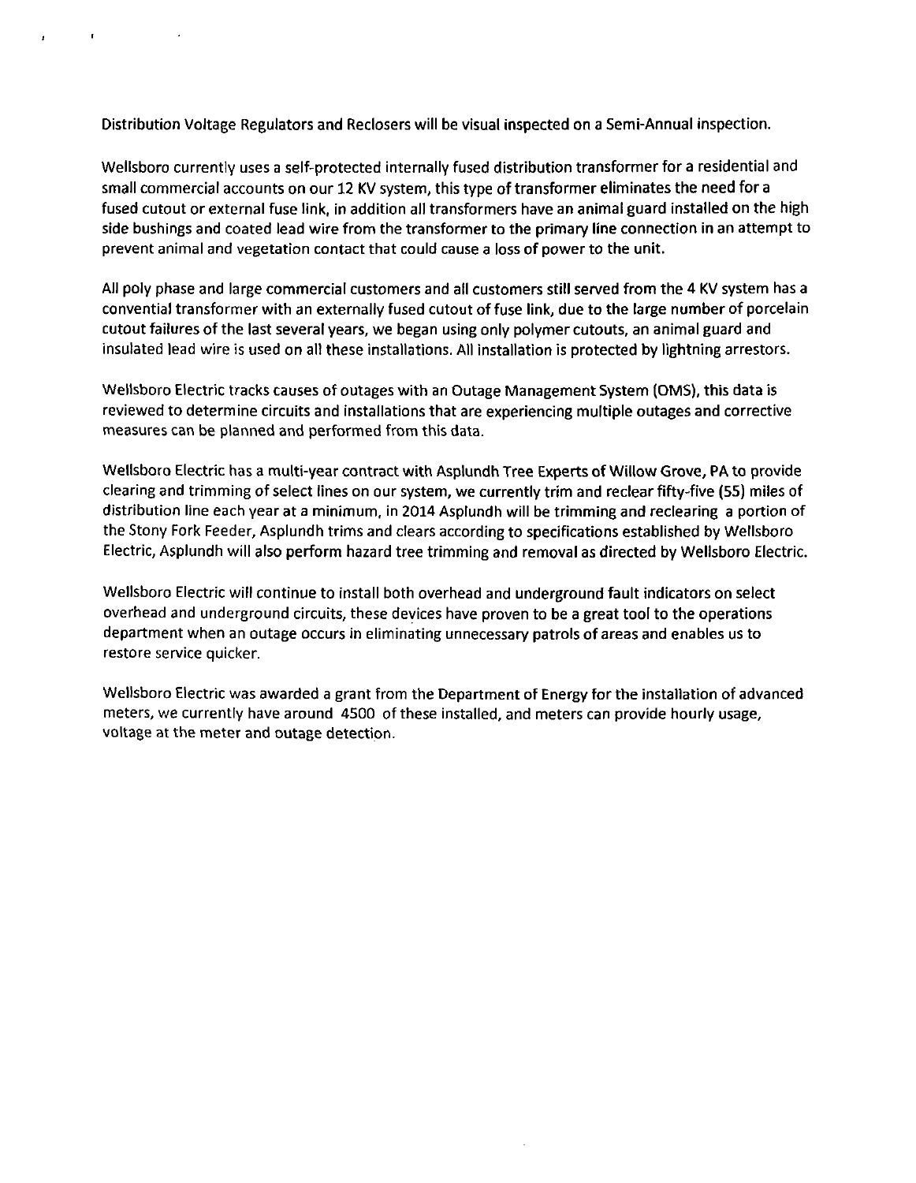Distribution Voltage Regulators and Reclosers will be visual inspected on a Semi-Annual inspection.

Wellsboro currently uses a self-protected internally fused distribution transformer for a residential and small commercial accounts on our 12 KV system, this type of transformer eliminates the need for a fused cutout or external fuse link, in addition all transformers have an animal guard installed on the high side bushings and coated lead wire from the transformer to the primary line connection in an attempt to prevent animal and vegetation contact that could cause a loss of power to the unit.

All poly phase and large commercial customers and all customers still served from the 4 KV system has a convential transformer with an externally fused cutout of fuse link, due to the large number of porcelain cutout failures of the last several years, we began using only polymer cutouts, an animal guard and insulated lead wire is used on all these installations. All installation is protected by lightning arrestors.

Wellsboro Electric tracks causes of outages with an Outage Management System (OMS), this data is reviewed to determine circuits and installations that are experiencing multiple outages and corrective measures can be planned and performed from this data.

Wellsboro Electric has a multi-year contract with Asplundh Tree Experts of Willow Grove, PA to provide clearing and trimming of select lines on our system, we currently trim and reclear fifty-five (55) miles of distribution line each year at a minimum, in 2014 Asplundh will be trimming and reclearing a portion of the Stony Fork Feeder, Asplundh trims and clears according to specifications established by Wellsboro Electric, Asplundh will also perform hazard tree trimming and removal as directed by Wellsboro Electric.

Wellsboro Electric will continue to install both overhead and underground fault indicators on select overhead and underground circuits, these devices have proven to be a great tool to the operations department when an outage occurs in eliminating unnecessary patrols of areas and enables us to restore service quicker.

Wellsboro Electric was awarded a grant from the Department of Energy for the installation of advanced meters, we currently have around 4500 of these installed, and meters can provide hourly usage, voltage at the meter and outage detection.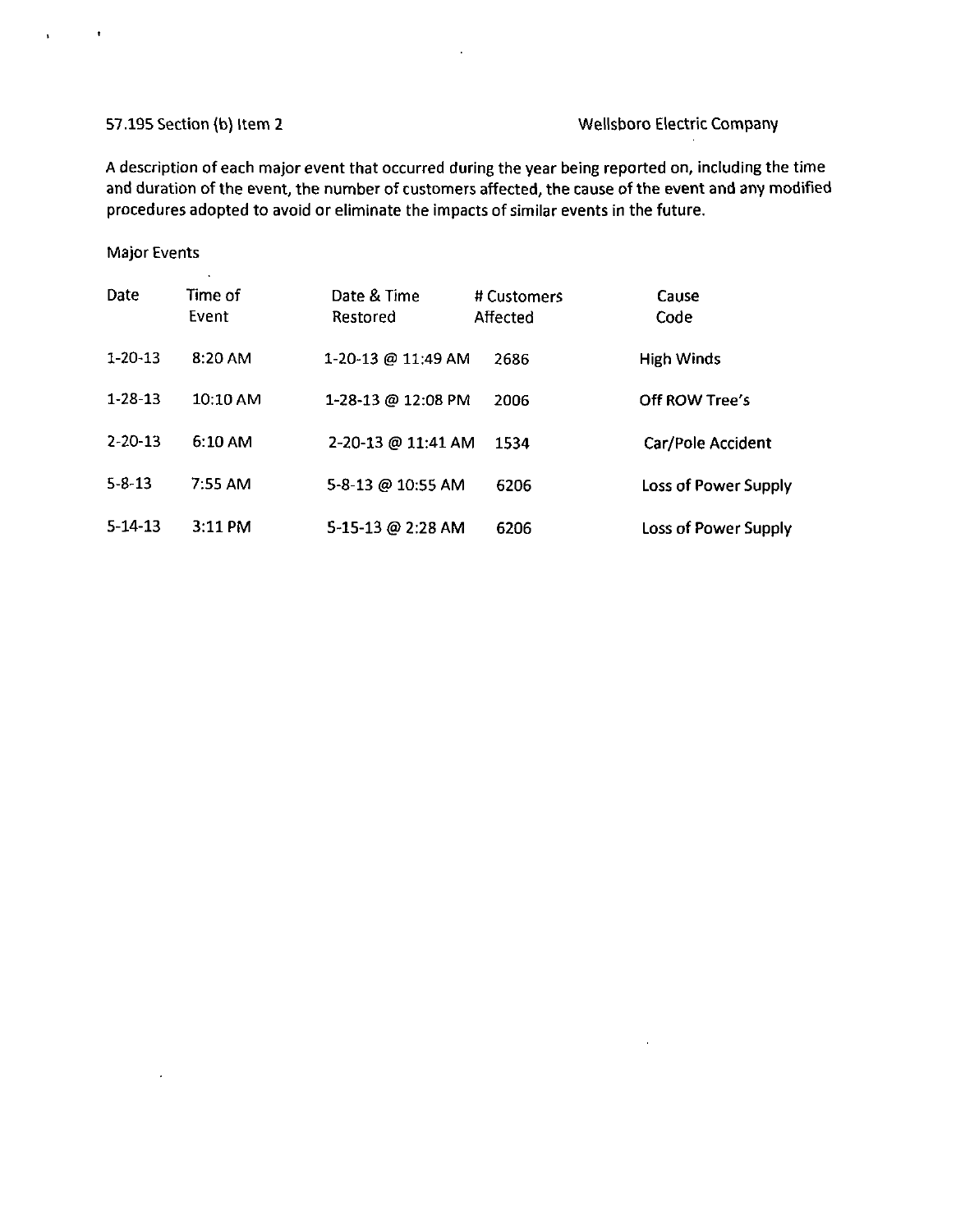57.195 Section (b) Item 2 Wellsboro Electric Company

A description of each major event that occurred during the year being reported on, including the time and duration of the event, the number of customers affected, the cause of the event and any modified procedures adopted to avoid or eliminate the impacts of similar events in the future.

Major Events

| Date | Time of Event | Date & Time Restored | # Customers Affected | Cause Code |
|---|---|---|---|---|
| 1-20-13 | 8:20 AM | 1-20-13 @ 11:49 AM | 2686 | High Winds |
| 1-28-13 | 10:10 AM | 1-28-13 @ 12:08 PM | 2006 | Off ROW Tree's |
| 2-20-13 | 6:10 AM | 2-20-13 @ 11:41 AM | 1534 | Car/Pole Accident |
| 5-8-13 | 7:55 AM | 5-8-13 @ 10:55 AM | 6206 | Loss of Power Supply |
| 5-14-13 | 3:11 PM | 5-15-13 @ 2:28 AM | 6206 | Loss of Power Supply |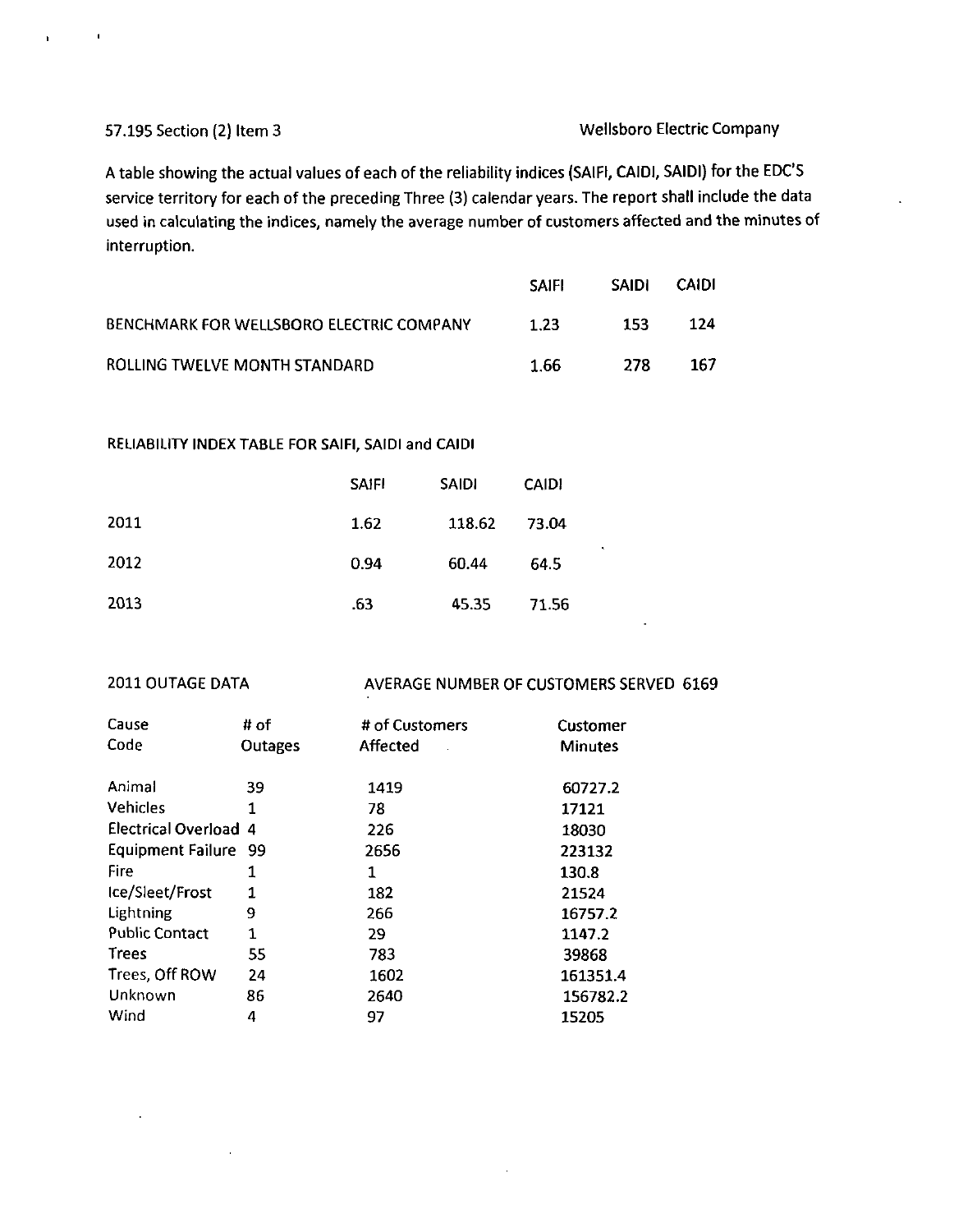57.195 Section (2) Item 3 Wellsboro Electric Company

A table showing the actual values of each of the reliability indices (SAIFI, CAIDI, SAIDI) for the EDC'S service territory for each of the preceding Three (3) calendar years. The report shall include the data used in calculating the indices, namely the average number of customers affected and the minutes of interruption.

| | SAIFI | SAIDI | CAIDI |
|---|---|---|---|
| BENCHMARK FOR WELLSBORO ELECTRIC COMPANY | 1.23 | 153 | 124 |
| ROLLING TWELVE MONTH STANDARD | 1.66 | 278 | 167 |

RELIABILITY INDEX TABLE FOR SAIFI, SAIDI and CAIDI

| | SAIFI | SAIDI | CAIDI |
|---|---|---|---|
| 2011 | 1.62 | 118.62 | 73.04 |
| 2012 | 0.94 | 60.44 | 64.5 |
| 2013 | .63 | 45.35 | 71.56 |

2011 OUTAGE DATA AVERAGE NUMBER OF CUSTOMERS SERVED 6169

| Cause Code | # of Outages | # of Customers Affected | Customer Minutes |
|---|---|---|---|
| Animal | 39 | 1419 | 60727.2 |
| Vehicles | 1 | 78 | 17121 |
| Electrical Overload | 4 | 226 | 18030 |
| Equipment Failure | 99 | 2656 | 223132 |
| Fire | 1 | 1 | 130.8 |
| Ice/Sleet/Frost | 1 | 182 | 21524 |
| Lightning | 9 | 266 | 16757.2 |
| Public Contact | 1 | 29 | 1147.2 |
| Trees | 55 | 783 | 39868 |
| Trees, Off ROW | 24 | 1602 | 161351.4 |
| Unknown | 86 | 2640 | 156782.2 |
| Wind | 4 | 97 | 15205 |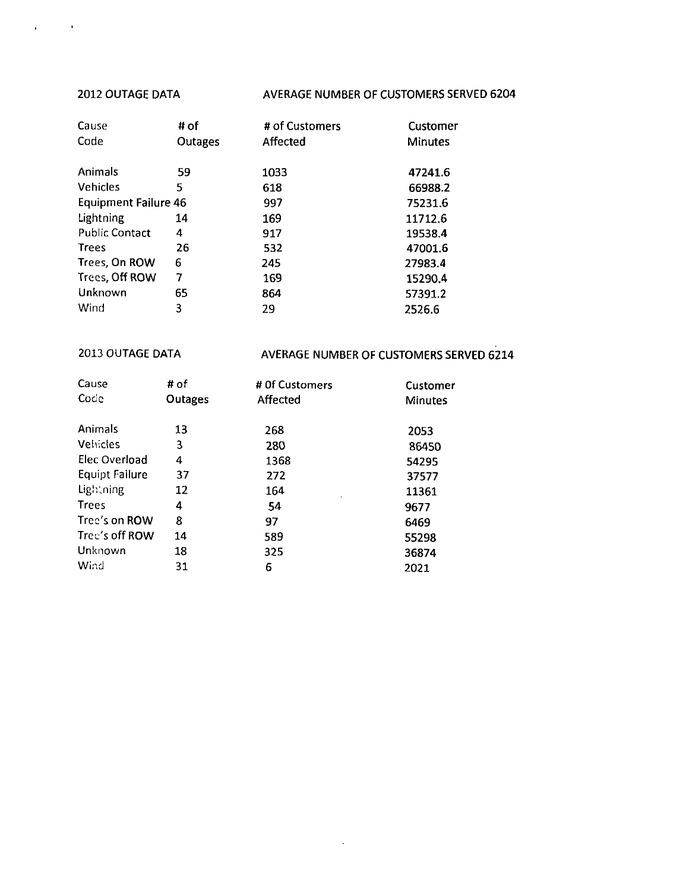2012 OUTAGE DATA AVERAGE NUMBER OF CUSTOMERS SERVED 6204

| Cause Code | # of Outages | # of Customers Affected | Customer Minutes |
|---|---|---|---|
| Animals | 59 | 1033 | 47241.6 |
| Vehicles | 5 | 618 | 66988.2 |
| Equipment Failure | 46 | 997 | 75231.6 |
| Lightning | 14 | 169 | 11712.6 |
| Public Contact | 4 | 917 | 19538.4 |
| Trees | 26 | 532 | 47001.6 |
| Trees, On ROW | 6 | 245 | 27983.4 |
| Trees, Off ROW | 7 | 169 | 15290.4 |
| Unknown | 65 | 864 | 57391.2 |
| Wind | 3 | 29 | 2526.6 |

2013 OUTAGE DATA AVERAGE NUMBER OF CUSTOMERS SERVED 6214

| Cause Code | # of Outages | # Of Customers Affected | Customer Minutes |
|---|---|---|---|
| Animals | 13 | 268 | 2053 |
| Vehicles | 3 | 280 | 86450 |
| Elec Overload | 4 | 1368 | 54295 |
| Equipt Failure | 37 | 272 | 37577 |
| Lightning | 12 | 164 | 11361 |
| Trees | 4 | 54 | 9677 |
| Tree's on ROW | 8 | 97 | 6469 |
| Tree's off ROW | 14 | 589 | 55298 |
| Unknown | 18 | 325 | 36874 |
| Wind | 31 | 6 | 2021 |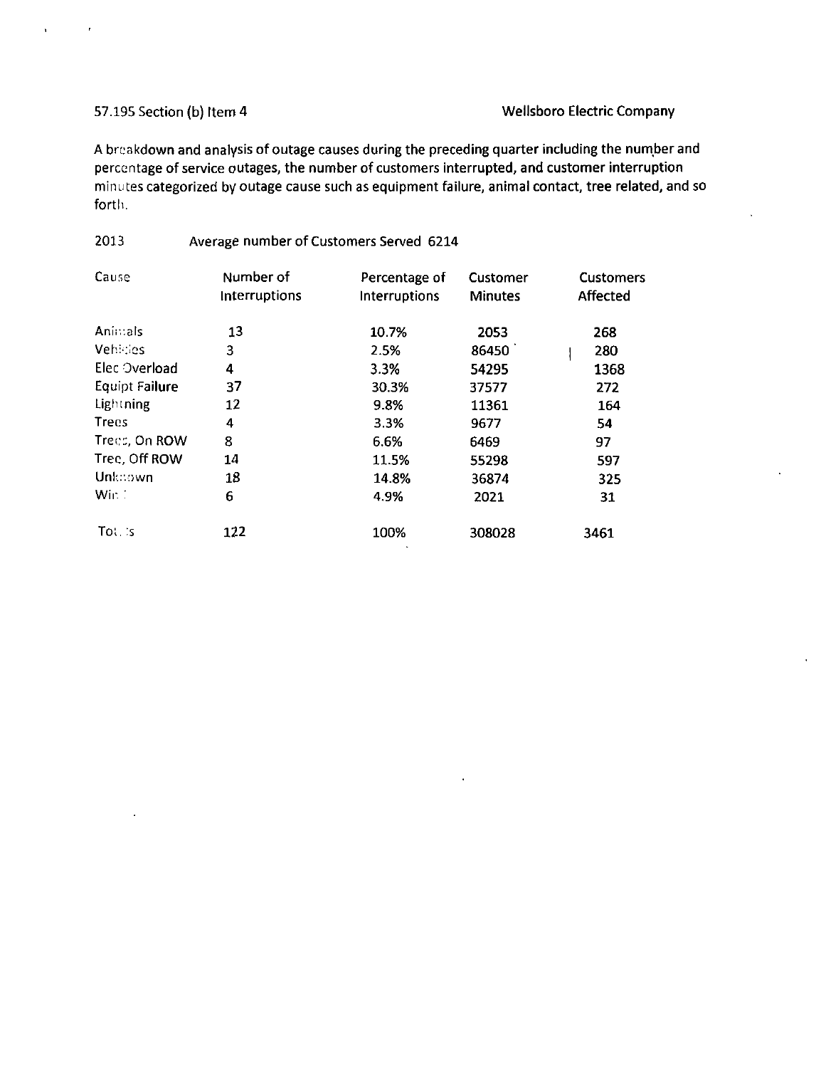57.195 Section (b) Item 4 Wellsboro Electric Company

A breakdown and analysis of outage causes during the preceding quarter including the number and percentage of service outages, the number of customers interrupted, and customer interruption minutes categorized by outage cause such as equipment failure, animal contact, tree related, and so forth.

2013 Average number of Customers Served 6214

| Cause | Number of Interruptions | Percentage of Interruptions | Customer Minutes | Customers Affected |
|---|---|---|---|---|
| Animals | 13 | 10.7% | 2053 | 268 |
| Vehicles | 3 | 2.5% | 86450 | 280 |
| Elec Overload | 4 | 3.3% | 54295 | 1368 |
| Equipt Failure | 37 | 30.3% | 37577 | 272 |
| Lightning | 12 | 9.8% | 11361 | 164 |
| Trees | 4 | 3.3% | 9677 | 54 |
| Trees, On ROW | 8 | 6.6% | 6469 | 97 |
| Tree, Off ROW | 14 | 11.5% | 55298 | 597 |
| Unknown | 18 | 14.8% | 36874 | 325 |
| Wind | 6 | 4.9% | 2021 | 31 |
| Totals | 122 | 100% | 308028 | 3461 |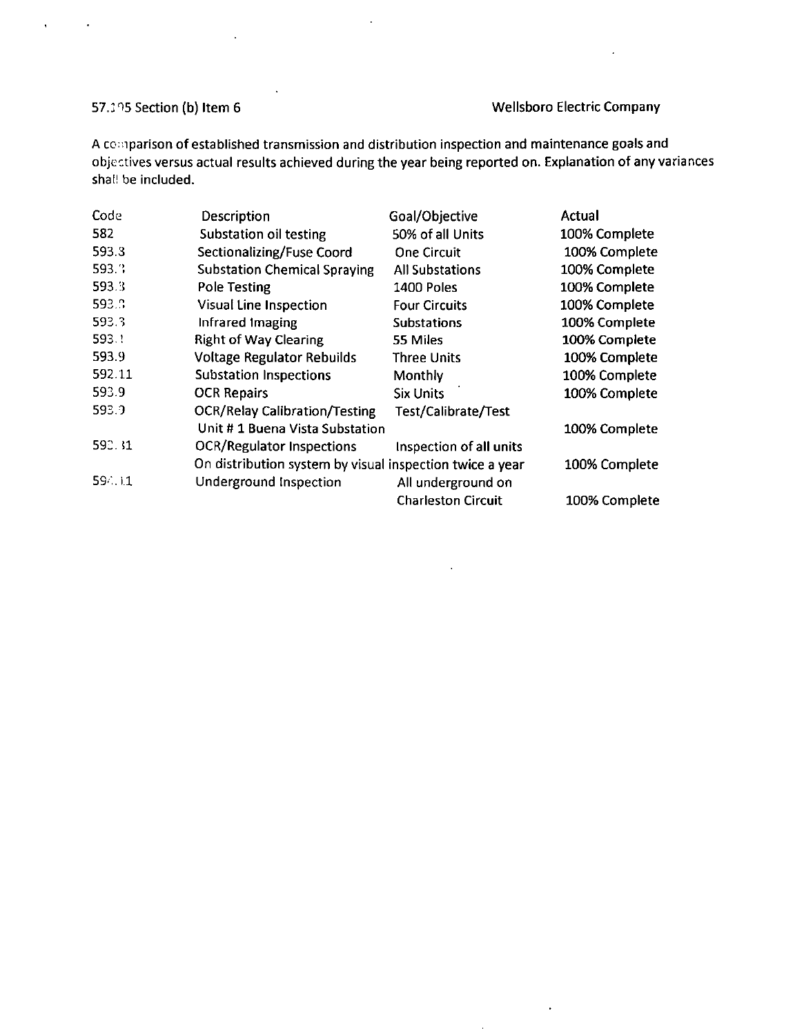57.195 Section (b) Item 6 Wellsboro Electric Company

A comparison of established transmission and distribution inspection and maintenance goals and objectives versus actual results achieved during the year being reported on. Explanation of any variances shall be included.

| Code | Description | Goal/Objective | Actual |
|---|---|---|---|
| 582 | Substation oil testing | 50% of all Units | 100% Complete |
| 593.3 | Sectionalizing/Fuse Coord | One Circuit | 100% Complete |
| 593.3 | Substation Chemical Spraying | All Substations | 100% Complete |
| 593.3 | Pole Testing | 1400 Poles | 100% Complete |
| 593.3 | Visual Line Inspection | Four Circuits | 100% Complete |
| 593.3 | Infrared Imaging | Substations | 100% Complete |
| 593.1 | Right of Way Clearing | 55 Miles | 100% Complete |
| 593.9 | Voltage Regulator Rebuilds | Three Units | 100% Complete |
| 592.11 | Substation Inspections | Monthly | 100% Complete |
| 593.9 | OCR Repairs | Six Units | 100% Complete |
| 593.9 | OCR/Relay Calibration/Testing Unit # 1 Buena Vista Substation | Test/Calibrate/Test | 100% Complete |
| 593.31 | OCR/Regulator Inspections | Inspection of all units On distribution system by visual inspection twice a year | 100% Complete |
| 594.11 | Underground Inspection | All underground on Charleston Circuit | 100% Complete |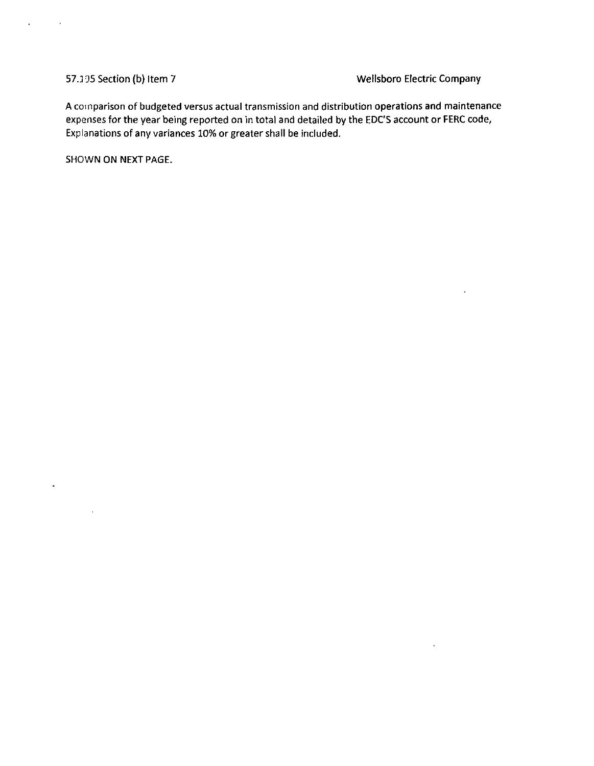57.195 Section (b) Item 7 Wellsboro Electric Company

A comparison of budgeted versus actual transmission and distribution operations and maintenance expenses for the year being reported on in total and detailed by the EDC'S account or FERC code, Explanations of any variances 10% or greater shall be included.

SHOWN ON NEXT PAGE.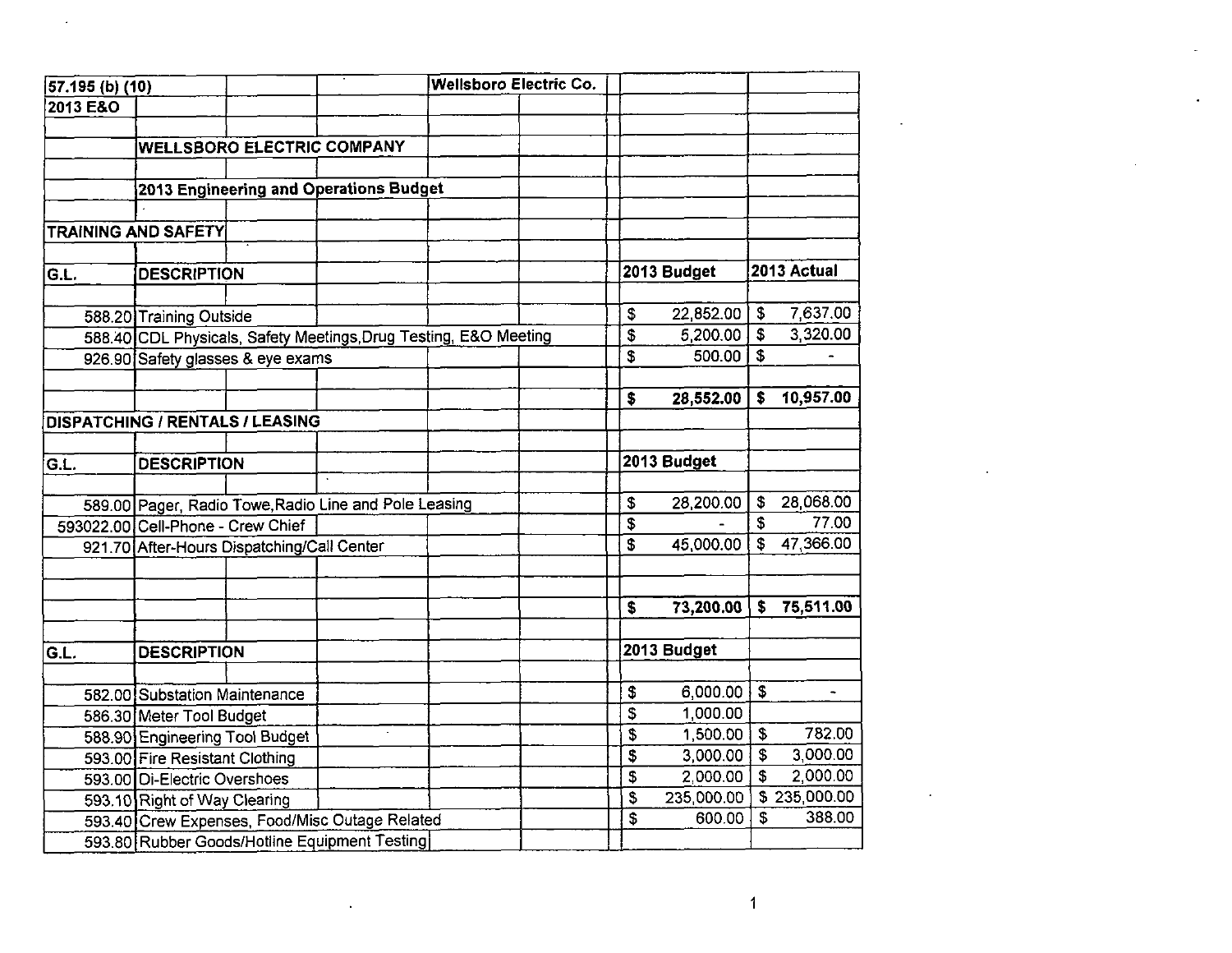| 57.195 (b) (10) | | Wellsboro Electric Co. | |
|---|---|---|---|
| 2013 E&O | | | |

**WELLSBORO ELECTRIC COMPANY**

**2013 Engineering and Operations Budget**

**TRAINING AND SAFETY**

| G.L. | DESCRIPTION | 2013 Budget | 2013 Actual |
|---|---|---|---|
| 588.20 | Training Outside | $ 22,852.00 | $ 7,637.00 |
| 588.40 | CDL Physicals, Safety Meetings,Drug Testing, E&O Meeting | $ 5,200.00 | $ 3,320.00 |
| 926.90 | Safety glasses & eye exams | $ 500.00 | $ - |
| | | **$ 28,552.00** | **$ 10,957.00** |

**DISPATCHING / RENTALS / LEASING**

| G.L. | DESCRIPTION | 2013 Budget | |
|---|---|---|---|
| 589.00 | Pager, Radio Towe,Radio Line and Pole Leasing | $ 28,200.00 | $ 28,068.00 |
| 593022.00 | Cell-Phone - Crew Chief | $ - | $ 77.00 |
| 921.70 | After-Hours Dispatching/Call Center | $ 45,000.00 | $ 47,366.00 |
| | | **$ 73,200.00** | **$ 75,511.00** |

| G.L. | DESCRIPTION | 2013 Budget | |
|---|---|---|---|
| 582.00 | Substation Maintenance | $ 6,000.00 | $ - |
| 586.30 | Meter Tool Budget | $ 1,000.00 | |
| 588.90 | Engineering Tool Budget | $ 1,500.00 | $ 782.00 |
| 593.00 | Fire Resistant Clothing | $ 3,000.00 | $ 3,000.00 |
| 593.00 | Di-Electric Overshoes | $ 2,000.00 | $ 2,000.00 |
| 593.10 | Right of Way Clearing | $ 235,000.00 | $ 235,000.00 |
| 593.40 | Crew Expenses, Food/Misc Outage Related | $ 600.00 | $ 388.00 |
| 593.80 | Rubber Goods/Hotline Equipment Testing | | |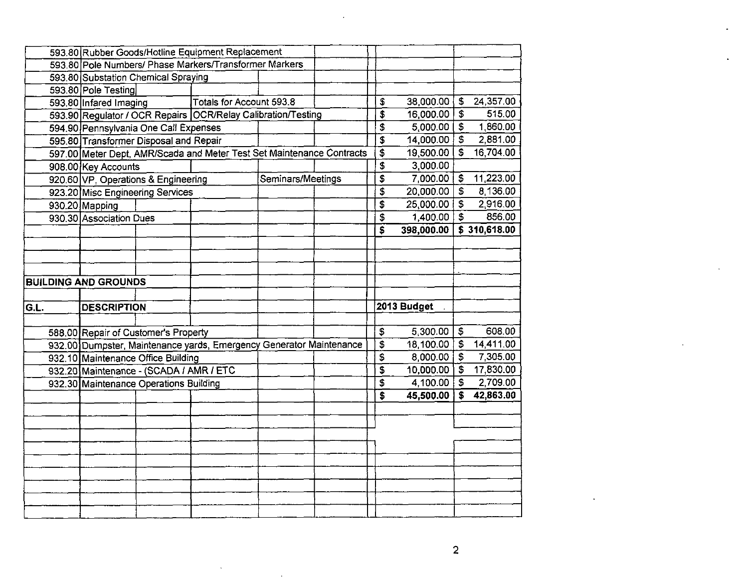| G.L. | Description | | | | | 2013 Budget | |
|---|---|---|---|---|---|---|---|
| 593.80 | Rubber Goods/Hotline Equipment Replacement | | | | | | |
| 593.80 | Pole Numbers/ Phase Markers/Transformer Markers | | | | | | |
| 593.80 | Substation Chemical Spraying | | | | | | |
| 593.80 | Pole Testing | | | | | | |
| 593.80 | Infared Imaging | | Totals for Account 593.8 | | | $ 38,000.00 | $ 24,357.00 |
| 593.90 | Regulator / OCR Repairs | | OCR/Relay Calibration/Testing | | | $ 16,000.00 | $ 515.00 |
| 594.90 | Pennsylvania One Call Expenses | | | | | $ 5,000.00 | $ 1,860.00 |
| 595.80 | Transformer Disposal and Repair | | | | | $ 14,000.00 | $ 2,881.00 |
| 597.00 | Meter Dept, AMR/Scada and Meter Test Set Maintenance Contracts | | | | | $ 19,500.00 | $ 16,704.00 |
| 908.00 | Key Accounts | | | | | $ 3,000.00 | |
| 920.60 | VP, Operations & Engineering | | | Seminars/Meetings | | $ 7,000.00 | $ 11,223.00 |
| 923.20 | Misc Engineering Services | | | | | $ 20,000.00 | $ 8,136.00 |
| 930.20 | Mapping | | | | | $ 25,000.00 | $ 2,916.00 |
| 930.30 | Association Dues | | | | | $ 1,400.00 | $ 856.00 |
| | | | | | | **$ 398,000.00** | **$ 310,618.00** |

**BUILDING AND GROUNDS**

| G.L. | DESCRIPTION | | | | | 2013 Budget | |
|---|---|---|---|---|---|---|---|
| 588.00 | Repair of Customer's Property | | | | | $ 5,300.00 | $ 608.00 |
| 932.00 | Dumpster, Maintenance yards, Emergency Generator Maintenance | | | | | $ 18,100.00 | $ 14,411.00 |
| 932.10 | Maintenance Office Building | | | | | $ 8,000.00 | $ 7,305.00 |
| 932.20 | Maintenance - (SCADA / AMR / ETC | | | | | $ 10,000.00 | $ 17,830.00 |
| 932.30 | Maintenance Operations Building | | | | | $ 4,100.00 | $ 2,709.00 |
| | | | | | | **$ 45,500.00** | **$ 42,863.00** |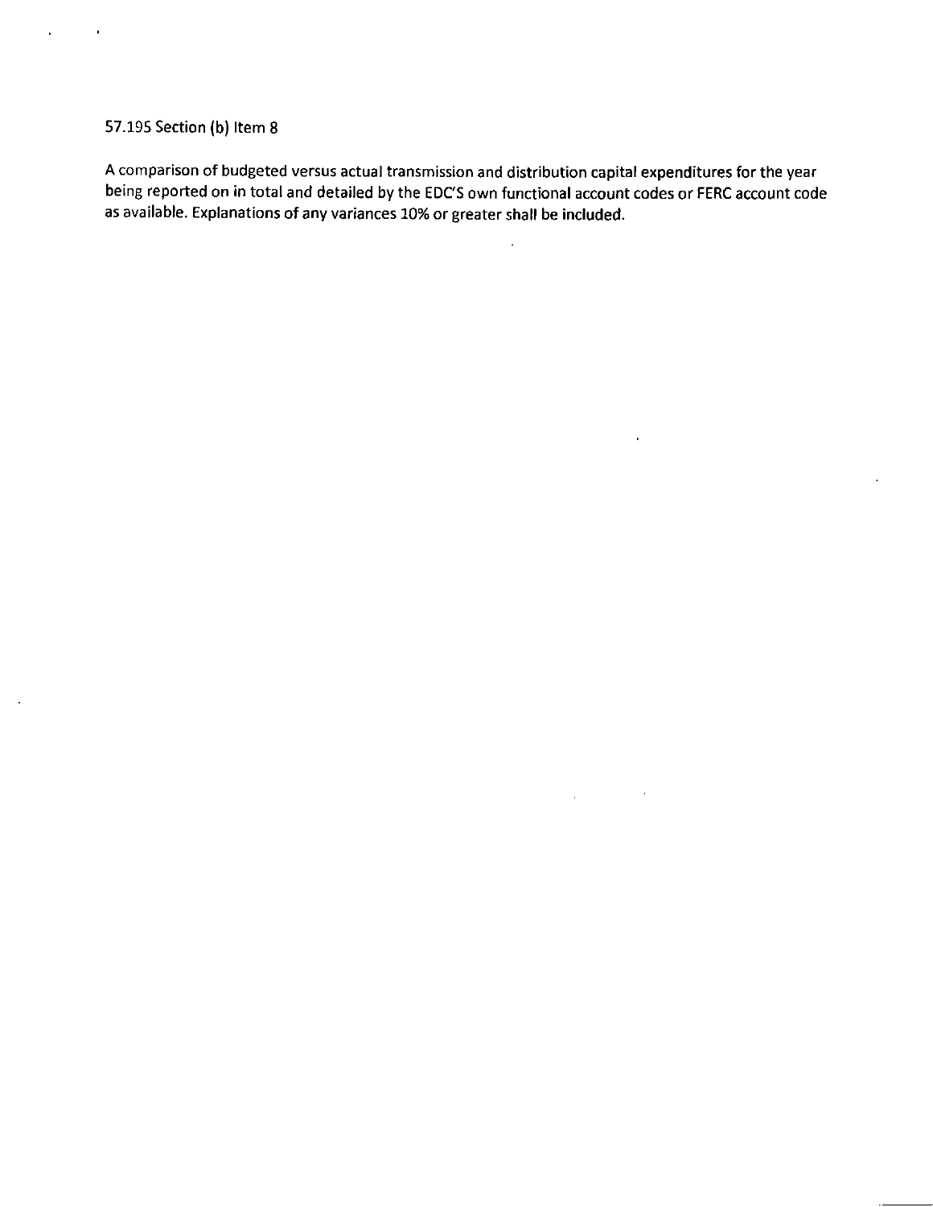57.195 Section (b) Item 8

A comparison of budgeted versus actual transmission and distribution capital expenditures for the year being reported on in total and detailed by the EDC'S own functional account codes or FERC account code as available. Explanations of any variances 10% or greater shall be included.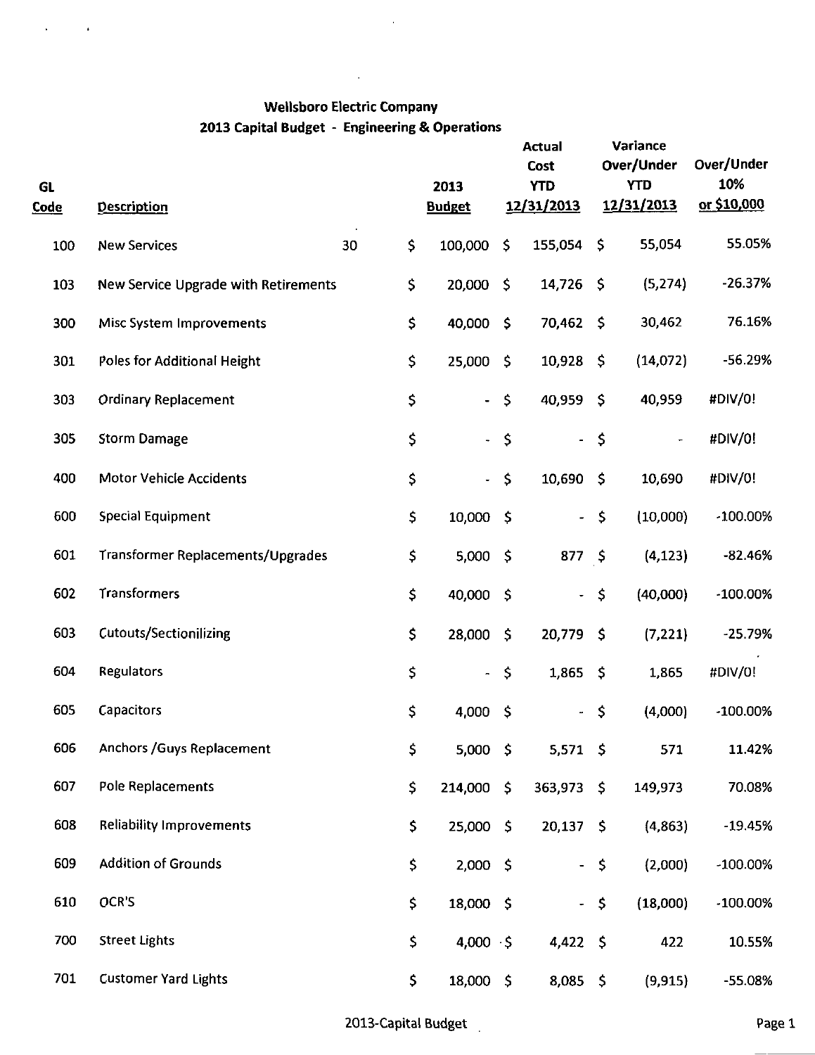# Wellsboro Electric Company
## 2013 Capital Budget - Engineering & Operations

| GL Code | Description | | 2013 Budget | Actual Cost YTD 12/31/2013 | Variance Over/Under YTD 12/31/2013 | Over/Under 10% or $10,000 |
|---|---|---|---|---|---|---|
| 100 | New Services | 30 | $ 100,000 | $ 155,054 | $ 55,054 | 55.05% |
| 103 | New Service Upgrade with Retirements | | $ 20,000 | $ 14,726 | $ (5,274) | -26.37% |
| 300 | Misc System Improvements | | $ 40,000 | $ 70,462 | $ 30,462 | 76.16% |
| 301 | Poles for Additional Height | | $ 25,000 | $ 10,928 | $ (14,072) | -56.29% |
| 303 | Ordinary Replacement | | $ - | $ 40,959 | $ 40,959 | #DIV/0! |
| 305 | Storm Damage | | $ - | $ - | $ - | #DIV/0! |
| 400 | Motor Vehicle Accidents | | $ - | $ 10,690 | $ 10,690 | #DIV/0! |
| 600 | Special Equipment | | $ 10,000 | $ - | $ (10,000) | -100.00% |
| 601 | Transformer Replacements/Upgrades | | $ 5,000 | $ 877 | $ (4,123) | -82.46% |
| 602 | Transformers | | $ 40,000 | $ - | $ (40,000) | -100.00% |
| 603 | Cutouts/Sectionilizing | | $ 28,000 | $ 20,779 | $ (7,221) | -25.79% |
| 604 | Regulators | | $ - | $ 1,865 | $ 1,865 | #DIV/0! |
| 605 | Capacitors | | $ 4,000 | $ - | $ (4,000) | -100.00% |
| 606 | Anchors /Guys Replacement | | $ 5,000 | $ 5,571 | $ 571 | 11.42% |
| 607 | Pole Replacements | | $ 214,000 | $ 363,973 | $ 149,973 | 70.08% |
| 608 | Reliability Improvements | | $ 25,000 | $ 20,137 | $ (4,863) | -19.45% |
| 609 | Addition of Grounds | | $ 2,000 | $ - | $ (2,000) | -100.00% |
| 610 | OCR'S | | $ 18,000 | $ - | $ (18,000) | -100.00% |
| 700 | Street Lights | | $ 4,000 | $ 4,422 | $ 422 | 10.55% |
| 701 | Customer Yard Lights | | $ 18,000 | $ 8,085 | $ (9,915) | -55.08% |

2013-Capital Budget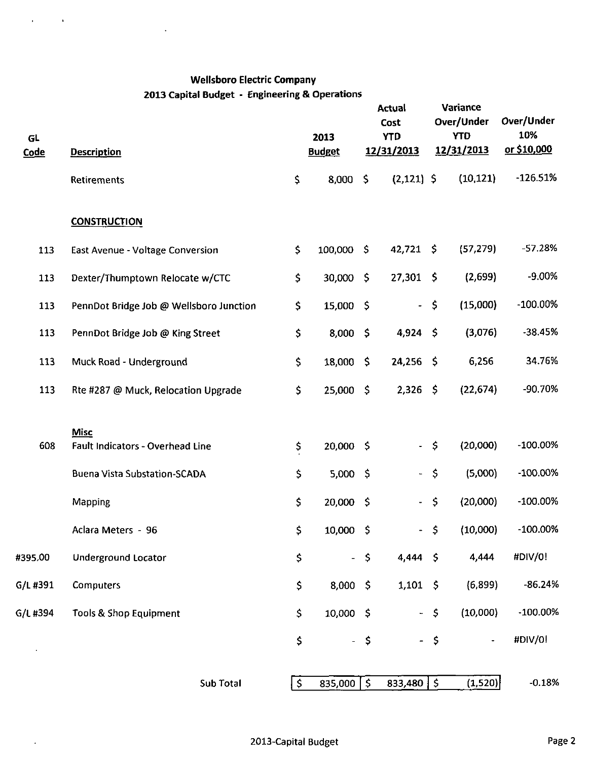**Wellsboro Electric Company**

**2013 Capital Budget - Engineering & Operations**

| GL Code | Description | 2013 Budget | Actual Cost YTD 12/31/2013 | Variance Over/Under YTD 12/31/2013 | Over/Under 10% or $10,000 |
|---|---|---|---|---|---|
| | Retirements | $ 8,000 | $ (2,121) | $ (10,121) | -126.51% |
| | **CONSTRUCTION** | | | | |
| 113 | East Avenue - Voltage Conversion | $ 100,000 | $ 42,721 | $ (57,279) | -57.28% |
| 113 | Dexter/Thumptown Relocate w/CTC | $ 30,000 | $ 27,301 | $ (2,699) | -9.00% |
| 113 | PennDot Bridge Job @ Wellsboro Junction | $ 15,000 | $ - | $ (15,000) | -100.00% |
| 113 | PennDot Bridge Job @ King Street | $ 8,000 | $ 4,924 | $ (3,076) | -38.45% |
| 113 | Muck Road - Underground | $ 18,000 | $ 24,256 | $ 6,256 | 34.76% |
| 113 | Rte #287 @ Muck, Relocation Upgrade | $ 25,000 | $ 2,326 | $ (22,674) | -90.70% |
| | **Misc** | | | | |
| 608 | Fault Indicators - Overhead Line | $ 20,000 | $ - | $ (20,000) | -100.00% |
| | Buena Vista Substation-SCADA | $ 5,000 | $ - | $ (5,000) | -100.00% |
| | Mapping | $ 20,000 | $ - | $ (20,000) | -100.00% |
| | Aclara Meters - 96 | $ 10,000 | $ - | $ (10,000) | -100.00% |
| #395.00 | Underground Locator | $ - | $ 4,444 | $ 4,444 | #DIV/0! |
| G/L #391 | Computers | $ 8,000 | $ 1,101 | $ (6,899) | -86.24% |
| G/L #394 | Tools & Shop Equipment | $ 10,000 | $ - | $ (10,000) | -100.00% |
| | | $ - | $ - | $ - | #DIV/0! |
| | Sub Total | $ 835,000 | $ 833,480 | $ (1,520) | -0.18% |

2013-Capital Budget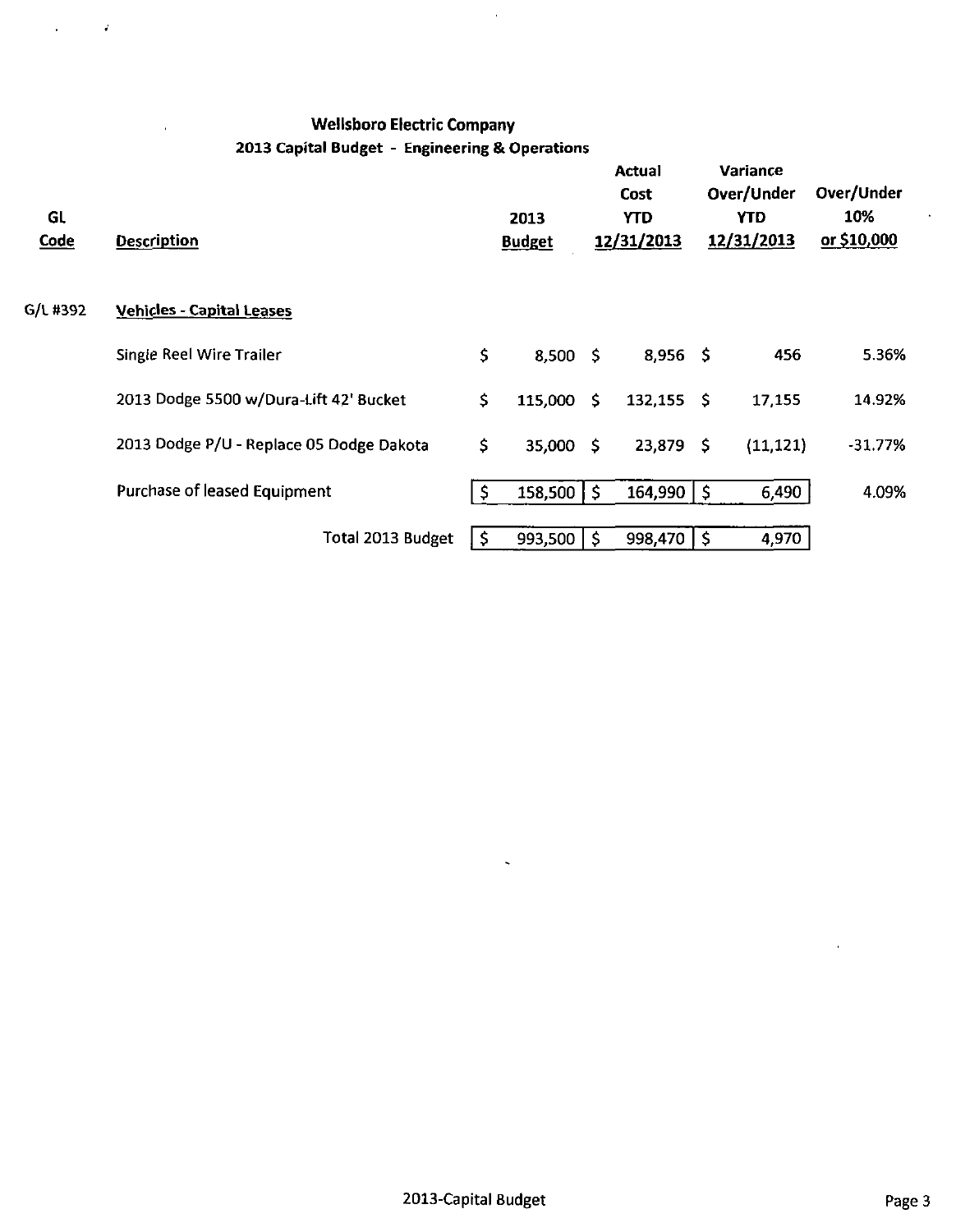**Wellsboro Electric Company**

**2013 Capital Budget - Engineering & Operations**

| GL Code | Description | 2013 Budget | Actual Cost YTD 12/31/2013 | Variance Over/Under YTD 12/31/2013 | Over/Under 10% or $10,000 |
|---|---|---|---|---|---|
| G/L #392 | **Vehicles - Capital Leases** | | | | |
| | Single Reel Wire Trailer | $ 8,500 | $ 8,956 | $ 456 | 5.36% |
| | 2013 Dodge 5500 w/Dura-Lift 42' Bucket | $ 115,000 | $ 132,155 | $ 17,155 | 14.92% |
| | 2013 Dodge P/U - Replace 05 Dodge Dakota | $ 35,000 | $ 23,879 | $ (11,121) | -31.77% |
| | Purchase of leased Equipment | $ 158,500 | $ 164,990 | $ 6,490 | 4.09% |
| | Total 2013 Budget | $ 993,500 | $ 998,470 | $ 4,970 | |

2013-Capital Budget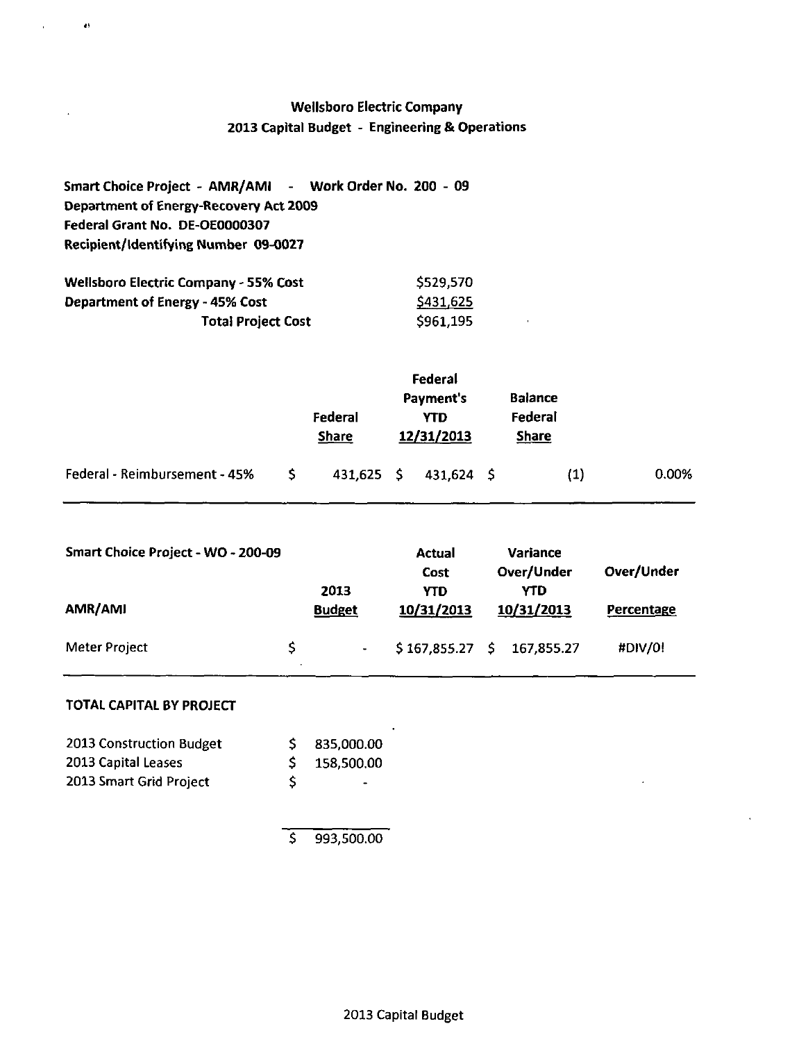## Wellsboro Electric Company
## 2013 Capital Budget - Engineering & Operations

**Smart Choice Project - AMR/AMI - Work Order No. 200 - 09**
**Department of Energy-Recovery Act 2009**
**Federal Grant No. DE-OE0000307**
**Recipient/Identifying Number 09-0027**

| | |
|---|---|
| **Wellsboro Electric Company - 55% Cost** | $529,570 |
| **Department of Energy - 45% Cost** | $431,625 |
| **Total Project Cost** | $961,195 |

| | Federal Share | Federal Payment's YTD 12/31/2013 | Balance Federal Share | |
|---|---|---|---|---|
| Federal - Reimbursement - 45% | $ 431,625 | $ 431,624 | $ (1) | 0.00% |

| Smart Choice Project - WO - 200-09<br>AMR/AMI | 2013 Budget | Actual Cost YTD 10/31/2013 | Variance Over/Under YTD 10/31/2013 | Over/Under Percentage |
|---|---|---|---|---|
| Meter Project | $ - | $ 167,855.27 | $ 167,855.27 | #DIV/0! |

**TOTAL CAPITAL BY PROJECT**

| | |
|---|---|
| 2013 Construction Budget | $ 835,000.00 |
| 2013 Capital Leases | $ 158,500.00 |
| 2013 Smart Grid Project | $ - |
| | $ 993,500.00 |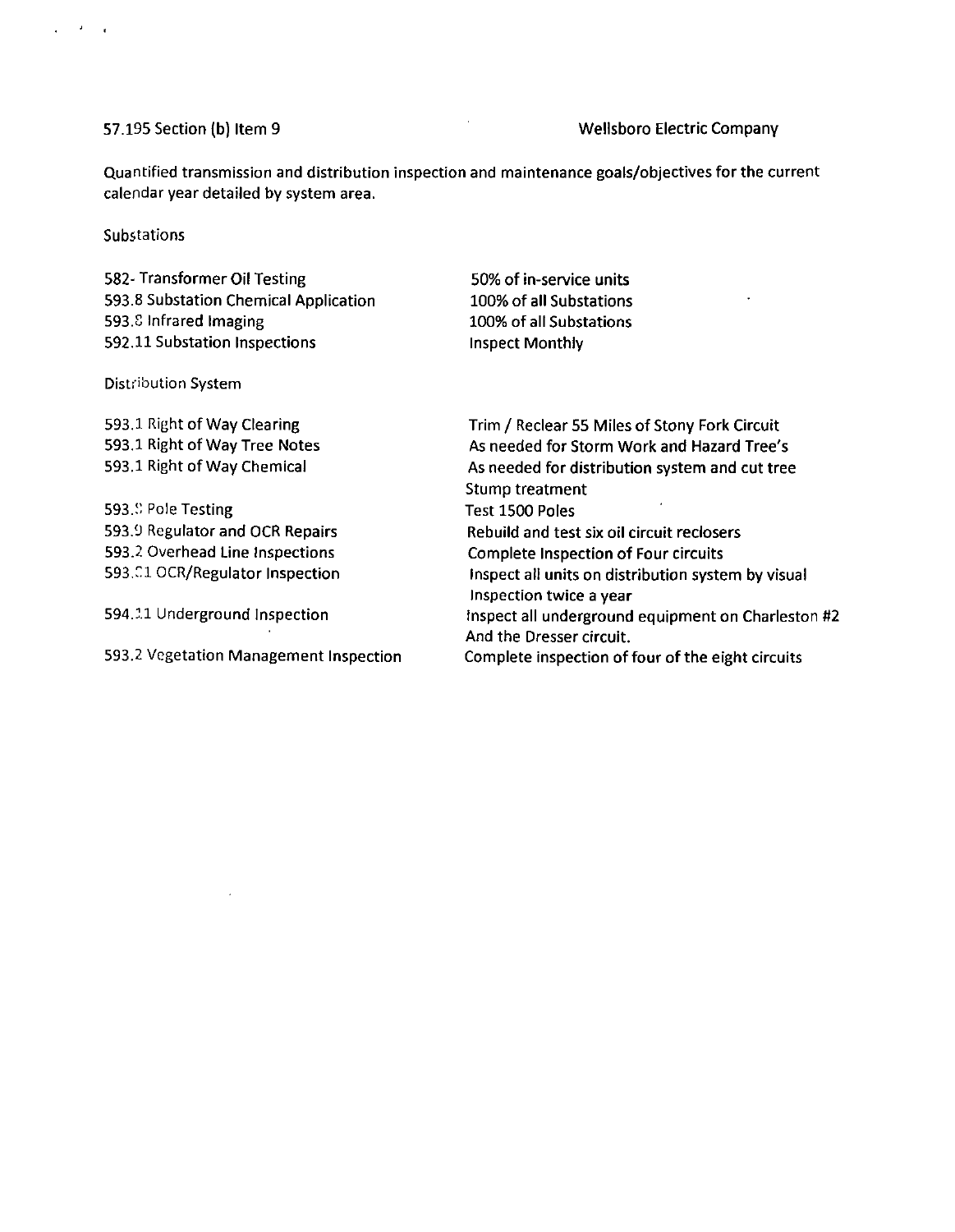57.195 Section (b) Item 9 — Wellsboro Electric Company

Quantified transmission and distribution inspection and maintenance goals/objectives for the current calendar year detailed by system area.

Substations

| | |
|---|---|
| 582- Transformer Oil Testing | 50% of in-service units |
| 593.8 Substation Chemical Application | 100% of all Substations |
| 593.8 Infrared Imaging | 100% of all Substations |
| 592.11 Substation Inspections | Inspect Monthly |

Distribution System

| | |
|---|---|
| 593.1 Right of Way Clearing | Trim / Reclear 55 Miles of Stony Fork Circuit |
| 593.1 Right of Way Tree Notes | As needed for Storm Work and Hazard Tree's |
| 593.1 Right of Way Chemical | As needed for distribution system and cut tree Stump treatment |
| 593.5 Pole Testing | Test 1500 Poles |
| 593.9 Regulator and OCR Repairs | Rebuild and test six oil circuit reclosers |
| 593.2 Overhead Line Inspections | Complete Inspection of Four circuits |
| 593.11 OCR/Regulator Inspection | Inspect all units on distribution system by visual Inspection twice a year |
| 594.11 Underground Inspection | Inspect all underground equipment on Charleston #2 And the Dresser circuit. |
| 593.2 Vegetation Management Inspection | Complete inspection of four of the eight circuits |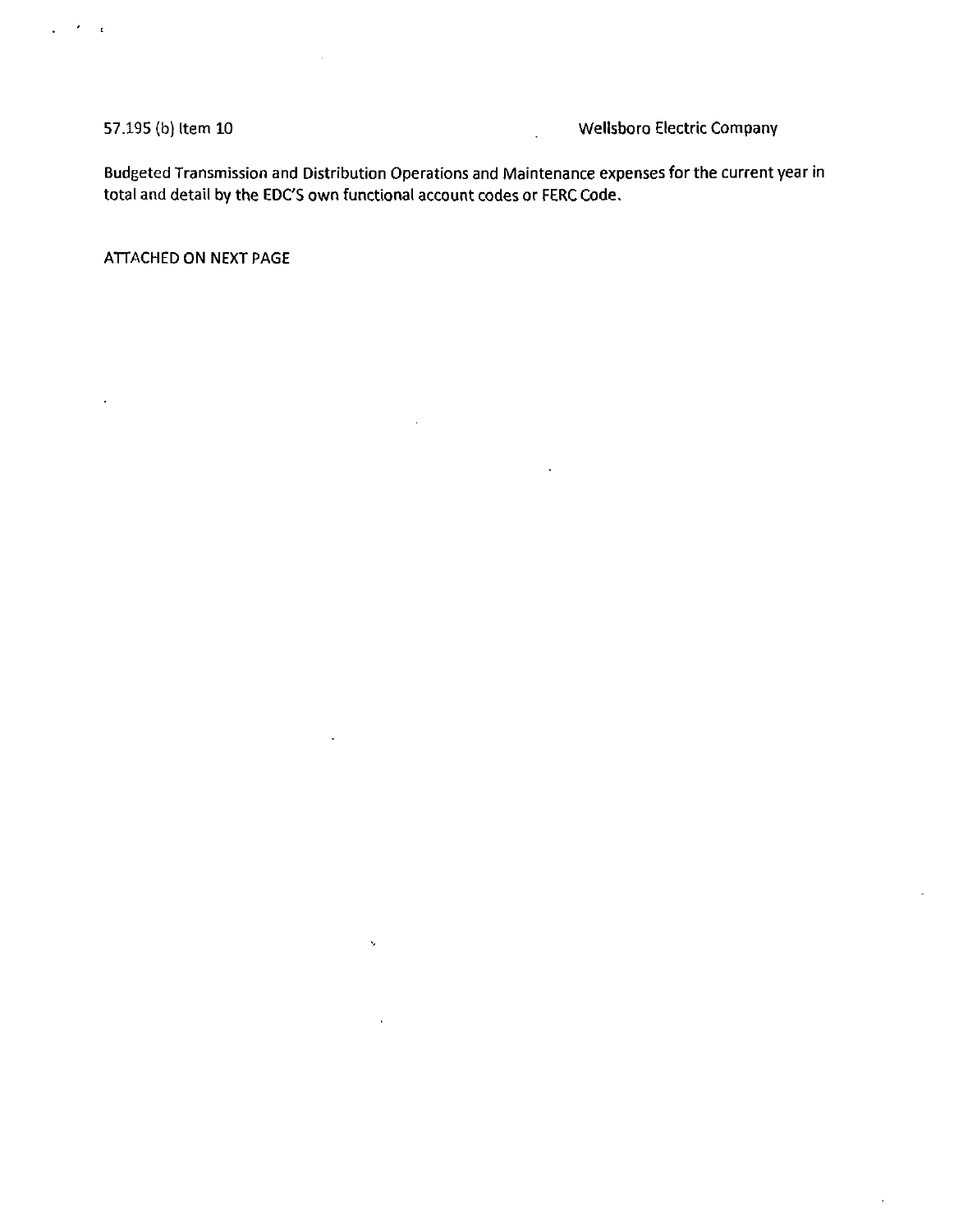57.195 (b) Item 10 Wellsboro Electric Company

Budgeted Transmission and Distribution Operations and Maintenance expenses for the current year in total and detail by the EDC'S own functional account codes or FERC Code.

ATTACHED ON NEXT PAGE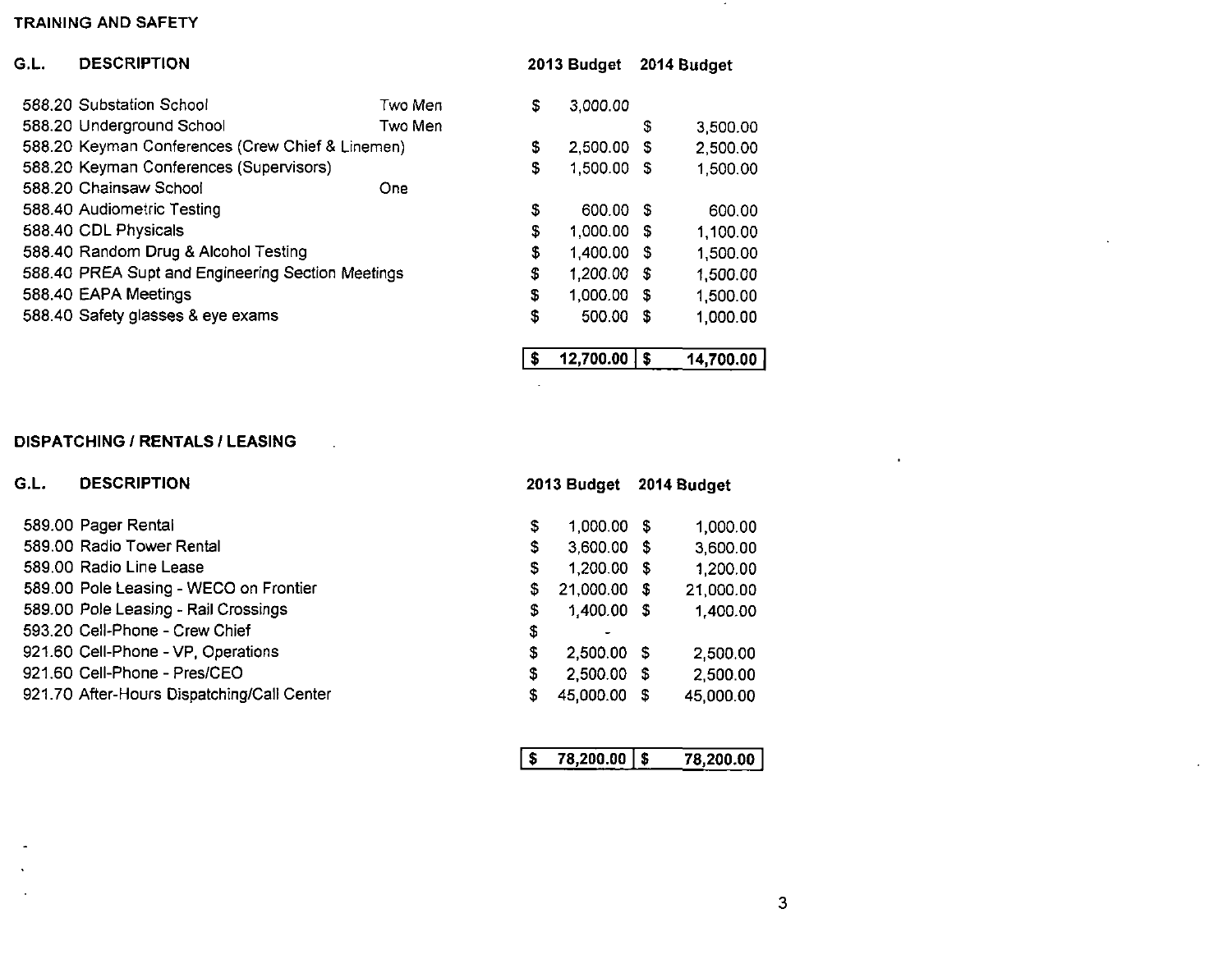**TRAINING AND SAFETY**

| G.L. | DESCRIPTION | | 2013 Budget | 2014 Budget |
|---|---|---|---|---|
| 588.20 | Substation School | Two Men | $ 3,000.00 | |
| 588.20 | Underground School | Two Men | | $ 3,500.00 |
| 588.20 | Keyman Conferences (Crew Chief & Linemen) | | $ 2,500.00 | $ 2,500.00 |
| 588.20 | Keyman Conferences (Supervisors) | | $ 1,500.00 | $ 1,500.00 |
| 588.20 | Chainsaw School | One | | |
| 588.40 | Audiometric Testing | | $ 600.00 | $ 600.00 |
| 588.40 | CDL Physicals | | $ 1,000.00 | $ 1,100.00 |
| 588.40 | Random Drug & Alcohol Testing | | $ 1,400.00 | $ 1,500.00 |
| 588.40 | PREA Supt and Engineering Section Meetings | | $ 1,200.00 | $ 1,500.00 |
| 588.40 | EAPA Meetings | | $ 1,000.00 | $ 1,500.00 |
| 588.40 | Safety glasses & eye exams | | $ 500.00 | $ 1,000.00 |
| | | | **$ 12,700.00** | **$ 14,700.00** |

**DISPATCHING / RENTALS / LEASING**

| G.L. | DESCRIPTION | 2013 Budget | 2014 Budget |
|---|---|---|---|
| 589.00 | Pager Rental | $ 1,000.00 | $ 1,000.00 |
| 589.00 | Radio Tower Rental | $ 3,600.00 | $ 3,600.00 |
| 589.00 | Radio Line Lease | $ 1,200.00 | $ 1,200.00 |
| 589.00 | Pole Leasing - WECO on Frontier | $ 21,000.00 | $ 21,000.00 |
| 589.00 | Pole Leasing - Rail Crossings | $ 1,400.00 | $ 1,400.00 |
| 593.20 | Cell-Phone - Crew Chief | $ - | |
| 921.60 | Cell-Phone - VP, Operations | $ 2,500.00 | $ 2,500.00 |
| 921.60 | Cell-Phone - Pres/CEO | $ 2,500.00 | $ 2,500.00 |
| 921.70 | After-Hours Dispatching/Call Center | $ 45,000.00 | $ 45,000.00 |
| | | **$ 78,200.00** | **$ 78,200.00** |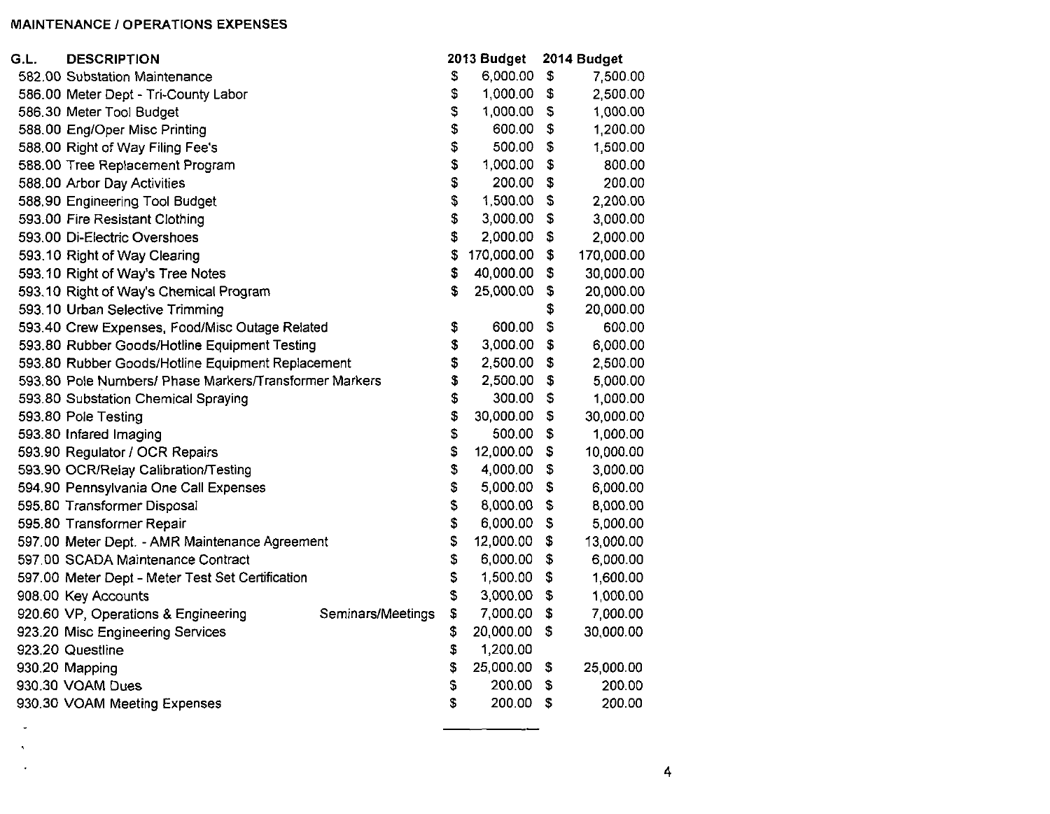## MAINTENANCE / OPERATIONS EXPENSES

| G.L. | DESCRIPTION | | 2013 Budget | 2014 Budget |
|---|---|---|---|---|
| 582.00 | Substation Maintenance | | $ 6,000.00 | $ 7,500.00 |
| 586.00 | Meter Dept - Tri-County Labor | | $ 1,000.00 | $ 2,500.00 |
| 586.30 | Meter Tool Budget | | $ 1,000.00 | $ 1,000.00 |
| 588.00 | Eng/Oper Misc Printing | | $ 600.00 | $ 1,200.00 |
| 588.00 | Right of Way Filing Fee's | | $ 500.00 | $ 1,500.00 |
| 588.00 | Tree Replacement Program | | $ 1,000.00 | $ 800.00 |
| 588.00 | Arbor Day Activities | | $ 200.00 | $ 200.00 |
| 588.90 | Engineering Tool Budget | | $ 1,500.00 | $ 2,200.00 |
| 593.00 | Fire Resistant Clothing | | $ 3,000.00 | $ 3,000.00 |
| 593.00 | Di-Electric Overshoes | | $ 2,000.00 | $ 2,000.00 |
| 593.10 | Right of Way Clearing | | $ 170,000.00 | $ 170,000.00 |
| 593.10 | Right of Way's Tree Notes | | $ 40,000.00 | $ 30,000.00 |
| 593.10 | Right of Way's Chemical Program | | $ 25,000.00 | $ 20,000.00 |
| 593.10 | Urban Selective Trimming | | | $ 20,000.00 |
| 593.40 | Crew Expenses, Food/Misc Outage Related | | $ 600.00 | $ 600.00 |
| 593.80 | Rubber Goods/Hotline Equipment Testing | | $ 3,000.00 | $ 6,000.00 |
| 593.80 | Rubber Goods/Hotline Equipment Replacement | | $ 2,500.00 | $ 2,500.00 |
| 593.80 | Pole Numbers/ Phase Markers/Transformer Markers | | $ 2,500.00 | $ 5,000.00 |
| 593.80 | Substation Chemical Spraying | | $ 300.00 | $ 1,000.00 |
| 593.80 | Pole Testing | | $ 30,000.00 | $ 30,000.00 |
| 593.80 | Infared Imaging | | $ 500.00 | $ 1,000.00 |
| 593.90 | Regulator / OCR Repairs | | $ 12,000.00 | $ 10,000.00 |
| 593.90 | OCR/Relay Calibration/Testing | | $ 4,000.00 | $ 3,000.00 |
| 594.90 | Pennsylvania One Call Expenses | | $ 5,000.00 | $ 6,000.00 |
| 595.80 | Transformer Disposal | | $ 8,000.00 | $ 8,000.00 |
| 595.80 | Transformer Repair | | $ 6,000.00 | $ 5,000.00 |
| 597.00 | Meter Dept. - AMR Maintenance Agreement | | $ 12,000.00 | $ 13,000.00 |
| 597.00 | SCADA Maintenance Contract | | $ 6,000.00 | $ 6,000.00 |
| 597.00 | Meter Dept - Meter Test Set Certification | | $ 1,500.00 | $ 1,600.00 |
| 908.00 | Key Accounts | | $ 3,000.00 | $ 1,000.00 |
| 920.60 | VP, Operations & Engineering | Seminars/Meetings | $ 7,000.00 | $ 7,000.00 |
| 923.20 | Misc Engineering Services | | $ 20,000.00 | $ 30,000.00 |
| 923.20 | Questline | | $ 1,200.00 | |
| 930.20 | Mapping | | $ 25,000.00 | $ 25,000.00 |
| 930.30 | VOAM Dues | | $ 200.00 | $ 200.00 |
| 930.30 | VOAM Meeting Expenses | | $ 200.00 | $ 200.00 |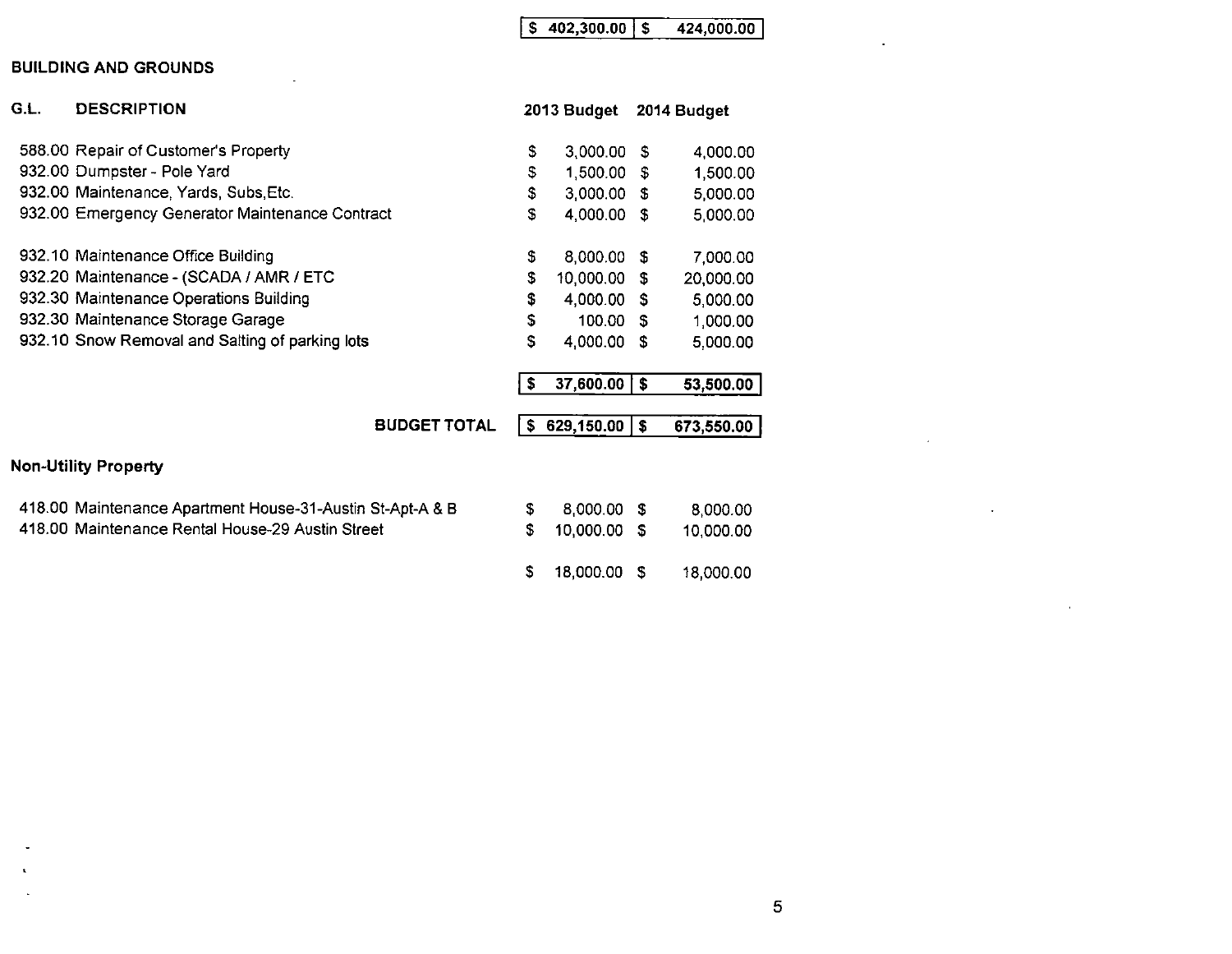| | 2013 Budget | 2014 Budget |
|---|---|---|
| | $ 402,300.00 | $ 424,000.00 |

**BUILDING AND GROUNDS**

| G.L. | DESCRIPTION | 2013 Budget | 2014 Budget |
|---|---|---|---|
| 588.00 | Repair of Customer's Property | $ 3,000.00 | $ 4,000.00 |
| 932.00 | Dumpster - Pole Yard | $ 1,500.00 | $ 1,500.00 |
| 932.00 | Maintenance, Yards, Subs,Etc. | $ 3,000.00 | $ 5,000.00 |
| 932.00 | Emergency Generator Maintenance Contract | $ 4,000.00 | $ 5,000.00 |
| 932.10 | Maintenance Office Building | $ 8,000.00 | $ 7,000.00 |
| 932.20 | Maintenance - (SCADA / AMR / ETC | $ 10,000.00 | $ 20,000.00 |
| 932.30 | Maintenance Operations Building | $ 4,000.00 | $ 5,000.00 |
| 932.30 | Maintenance Storage Garage | $ 100.00 | $ 1,000.00 |
| 932.10 | Snow Removal and Salting of parking lots | $ 4,000.00 | $ 5,000.00 |
| | | $ 37,600.00 | $ 53,500.00 |
| | **BUDGET TOTAL** | $ 629,150.00 | $ 673,550.00 |

**Non-Utility Property**

| G.L. | DESCRIPTION | 2013 Budget | 2014 Budget |
|---|---|---|---|
| 418.00 | Maintenance Apartment House-31-Austin St-Apt-A & B | $ 8,000.00 | $ 8,000.00 |
| 418.00 | Maintenance Rental House-29 Austin Street | $ 10,000.00 | $ 10,000.00 |
| | | $ 18,000.00 | $ 18,000.00 |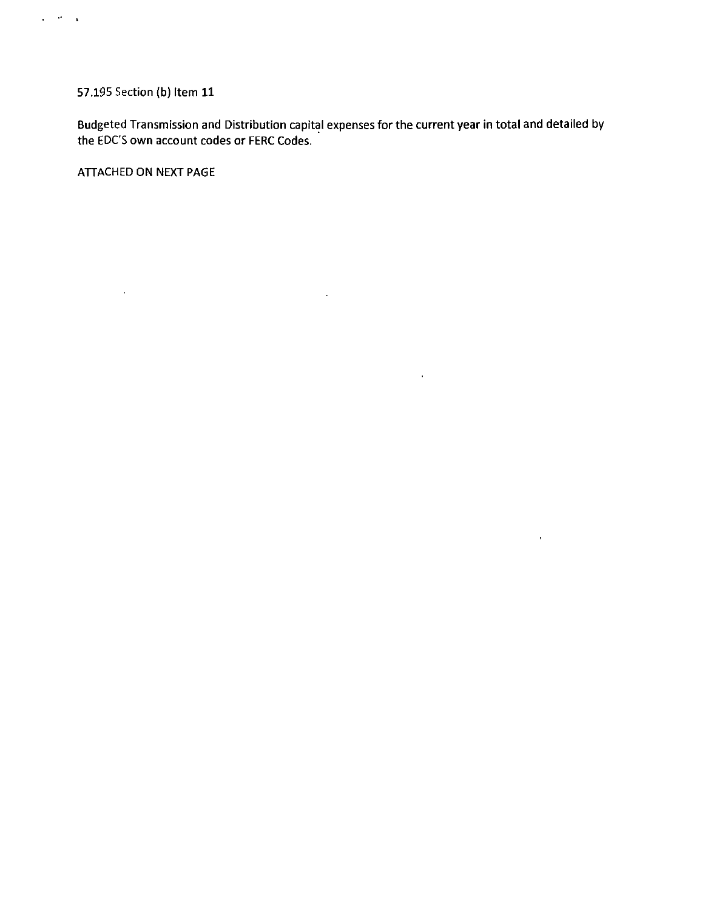57.195 Section (b) Item 11

Budgeted Transmission and Distribution capital expenses for the current year in total and detailed by the EDC'S own account codes or FERC Codes.

ATTACHED ON NEXT PAGE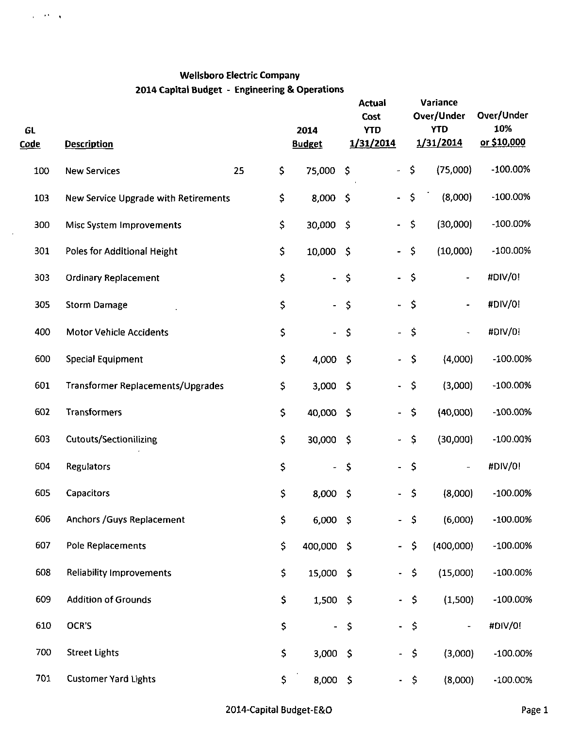**Wellsboro Electric Company**

**2014 Capital Budget - Engineering & Operations**

| GL Code | Description | | 2014 Budget | Actual Cost YTD 1/31/2014 | Variance Over/Under YTD 1/31/2014 | Over/Under 10% or $10,000 |
|---|---|---|---|---|---|---|
| 100 | New Services | 25 | $ 75,000 | $ - | $ (75,000) | -100.00% |
| 103 | New Service Upgrade with Retirements | | $ 8,000 | $ - | $ (8,000) | -100.00% |
| 300 | Misc System Improvements | | $ 30,000 | $ - | $ (30,000) | -100.00% |
| 301 | Poles for Additional Height | | $ 10,000 | $ - | $ (10,000) | -100.00% |
| 303 | Ordinary Replacement | | $ - | $ - | $ - | #DIV/0! |
| 305 | Storm Damage | | $ - | $ - | $ - | #DIV/0! |
| 400 | Motor Vehicle Accidents | | $ - | $ - | $ - | #DIV/0! |
| 600 | Special Equipment | | $ 4,000 | $ - | $ (4,000) | -100.00% |
| 601 | Transformer Replacements/Upgrades | | $ 3,000 | $ - | $ (3,000) | -100.00% |
| 602 | Transformers | | $ 40,000 | $ - | $ (40,000) | -100.00% |
| 603 | Cutouts/Sectionilizing | | $ 30,000 | $ - | $ (30,000) | -100.00% |
| 604 | Regulators | | $ - | $ - | $ - | #DIV/0! |
| 605 | Capacitors | | $ 8,000 | $ - | $ (8,000) | -100.00% |
| 606 | Anchors /Guys Replacement | | $ 6,000 | $ - | $ (6,000) | -100.00% |
| 607 | Pole Replacements | | $ 400,000 | $ - | $ (400,000) | -100.00% |
| 608 | Reliability Improvements | | $ 15,000 | $ - | $ (15,000) | -100.00% |
| 609 | Addition of Grounds | | $ 1,500 | $ - | $ (1,500) | -100.00% |
| 610 | OCR'S | | $ - | $ - | $ - | #DIV/0! |
| 700 | Street Lights | | $ 3,000 | $ - | $ (3,000) | -100.00% |
| 701 | Customer Yard Lights | | $ 8,000 | $ - | $ (8,000) | -100.00% |

2014-Capital Budget-E&O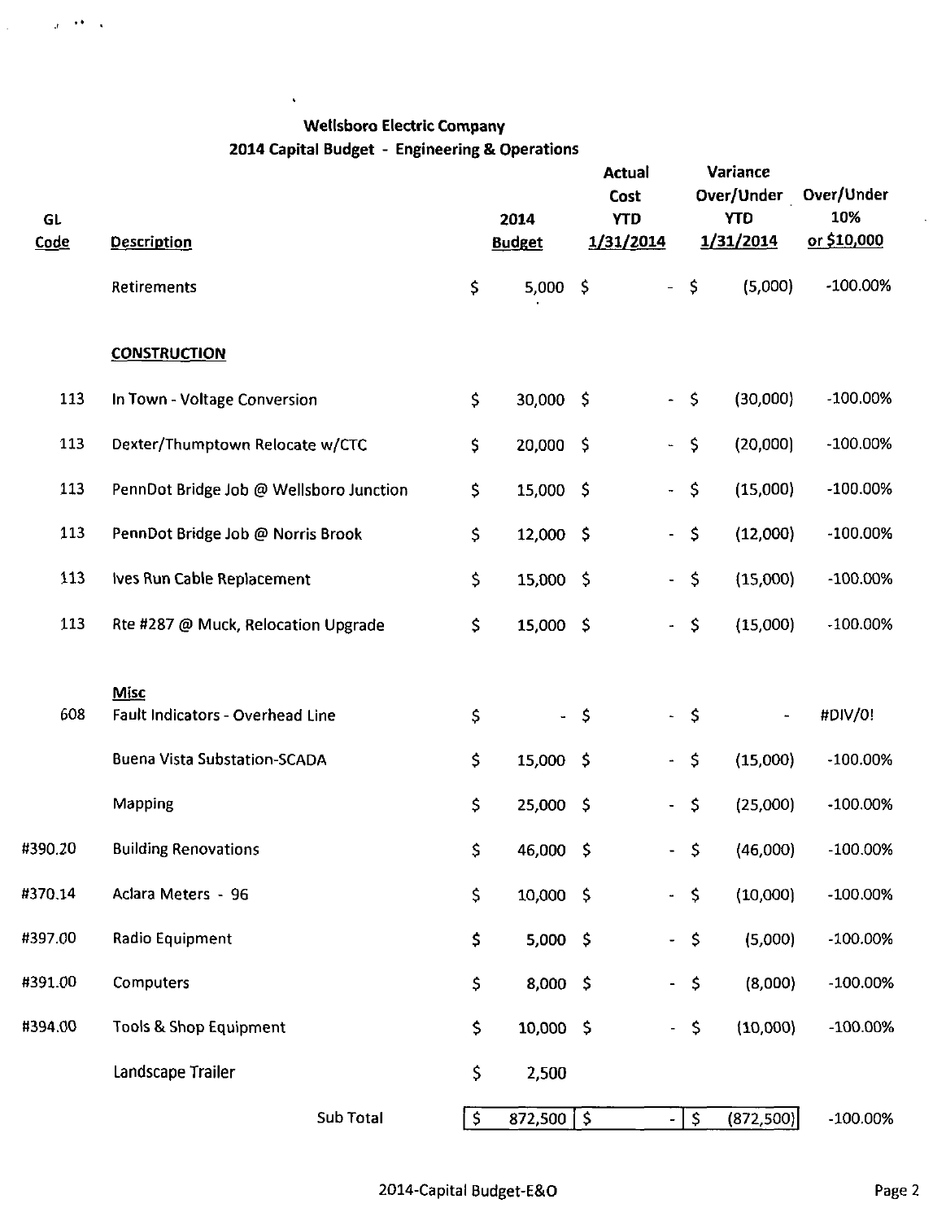## Wellsboro Electric Company
## 2014 Capital Budget - Engineering & Operations

| GL Code | Description | 2014 Budget | Actual Cost YTD 1/31/2014 | Variance Over/Under YTD 1/31/2014 | Over/Under 10% or $10,000 |
|---|---|---|---|---|---|
| | Retirements | $ 5,000 | $ - | $ (5,000) | -100.00% |
| | **CONSTRUCTION** | | | | |
| 113 | In Town - Voltage Conversion | $ 30,000 | $ - | $ (30,000) | -100.00% |
| 113 | Dexter/Thumptown Relocate w/CTC | $ 20,000 | $ - | $ (20,000) | -100.00% |
| 113 | PennDot Bridge Job @ Wellsboro Junction | $ 15,000 | $ - | $ (15,000) | -100.00% |
| 113 | PennDot Bridge Job @ Norris Brook | $ 12,000 | $ - | $ (12,000) | -100.00% |
| 113 | Ives Run Cable Replacement | $ 15,000 | $ - | $ (15,000) | -100.00% |
| 113 | Rte #287 @ Muck, Relocation Upgrade | $ 15,000 | $ - | $ (15,000) | -100.00% |
| | **Misc** | | | | |
| 608 | Fault Indicators - Overhead Line | $ - | $ - | $ - | #DIV/0! |
| | Buena Vista Substation-SCADA | $ 15,000 | $ - | $ (15,000) | -100.00% |
| | Mapping | $ 25,000 | $ - | $ (25,000) | -100.00% |
| #390.20 | Building Renovations | $ 46,000 | $ - | $ (46,000) | -100.00% |
| #370.14 | Aclara Meters - 96 | $ 10,000 | $ - | $ (10,000) | -100.00% |
| #397.00 | Radio Equipment | $ 5,000 | $ - | $ (5,000) | -100.00% |
| #391.00 | Computers | $ 8,000 | $ - | $ (8,000) | -100.00% |
| #394.00 | Tools & Shop Equipment | $ 10,000 | $ - | $ (10,000) | -100.00% |
| | Landscape Trailer | $ 2,500 | | | |
| | Sub Total | $ 872,500 | $ - | $ (872,500) | -100.00% |

2014-Capital Budget-E&O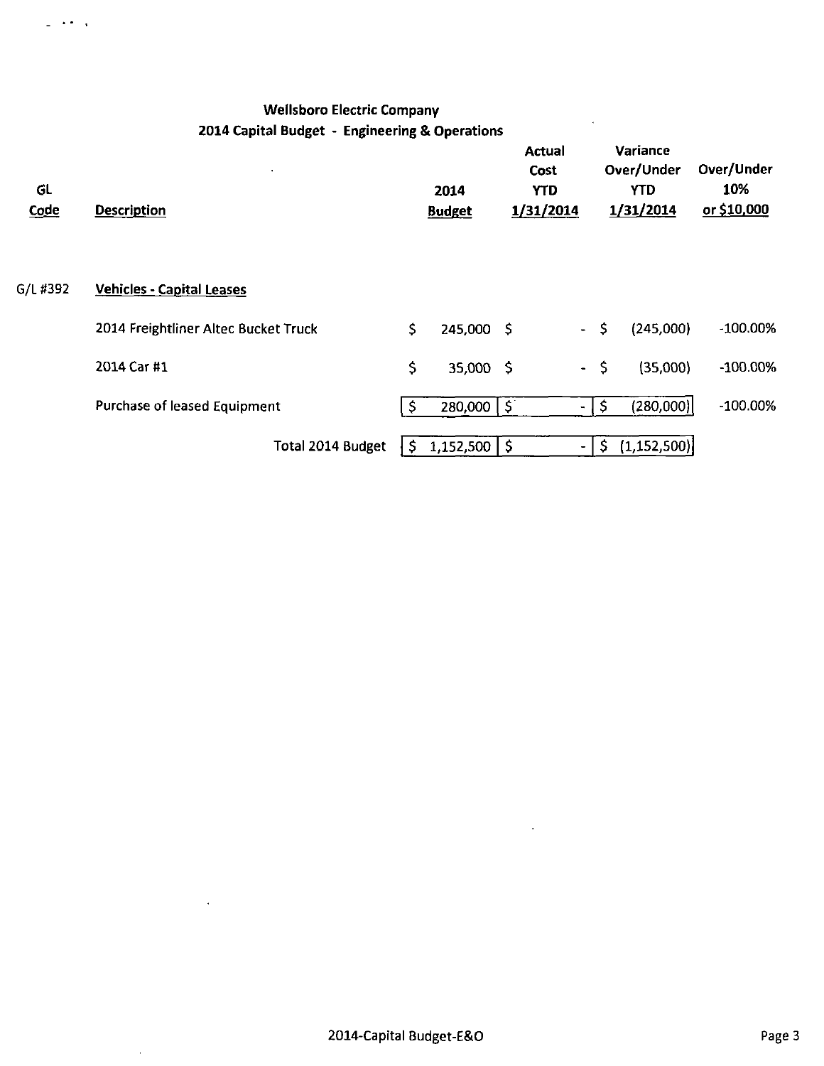## Wellsboro Electric Company
## 2014 Capital Budget - Engineering & Operations

| GL Code | Description | 2014 Budget | Actual Cost YTD 1/31/2014 | Variance Over/Under YTD 1/31/2014 | Over/Under 10% or $10,000 |
|---|---|---|---|---|---|
| G/L #392 | **Vehicles - Capital Leases** | | | | |
| | 2014 Freightliner Altec Bucket Truck | $ 245,000 | $ - | $ (245,000) | -100.00% |
| | 2014 Car #1 | $ 35,000 | $ - | $ (35,000) | -100.00% |
| | Purchase of leased Equipment | $ 280,000 | $ - | $ (280,000) | -100.00% |
| | Total 2014 Budget | $ 1,152,500 | $ - | $ (1,152,500) | |

2014-Capital Budget-E&O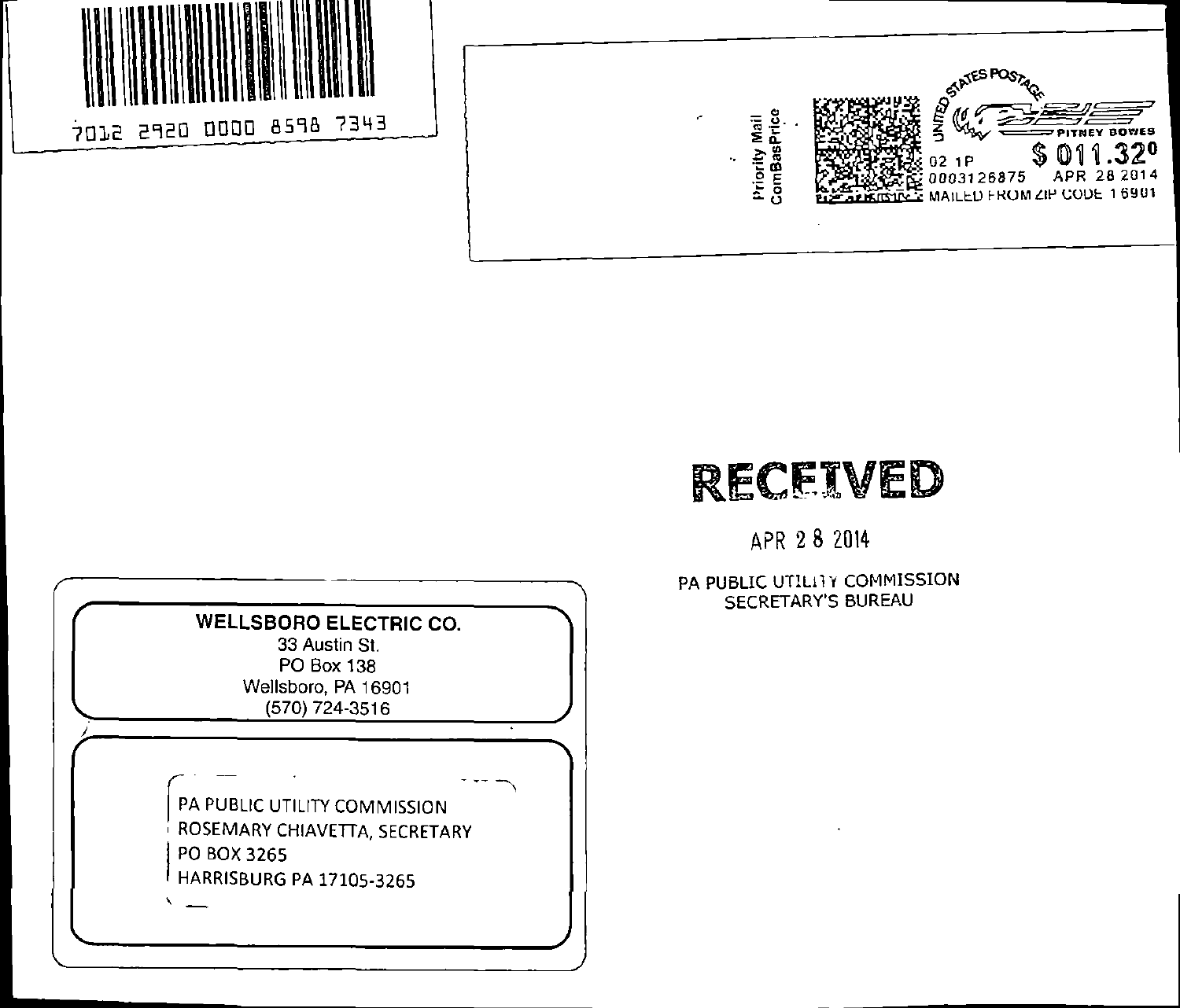7012 2920 0000 8598 7343

Priority Mail
ComBasPrice

UNITED STATES POSTAGE
PITNEY BOWES
02 1P
$ 011.32[0]
0003126875 APR 28 2014
MAILED FROM ZIP CODE 16901

**RECEIVED**

APR 2 8 2014

PA PUBLIC UTILITY COMMISSION
SECRETARY'S BUREAU

**WELLSBORO ELECTRIC CO.**
33 Austin St.
PO Box 138
Wellsboro, PA 16901
(570) 724-3516

PA PUBLIC UTILITY COMMISSION
ROSEMARY CHIAVETTA, SECRETARY
PO BOX 3265
HARRISBURG PA 17105-3265